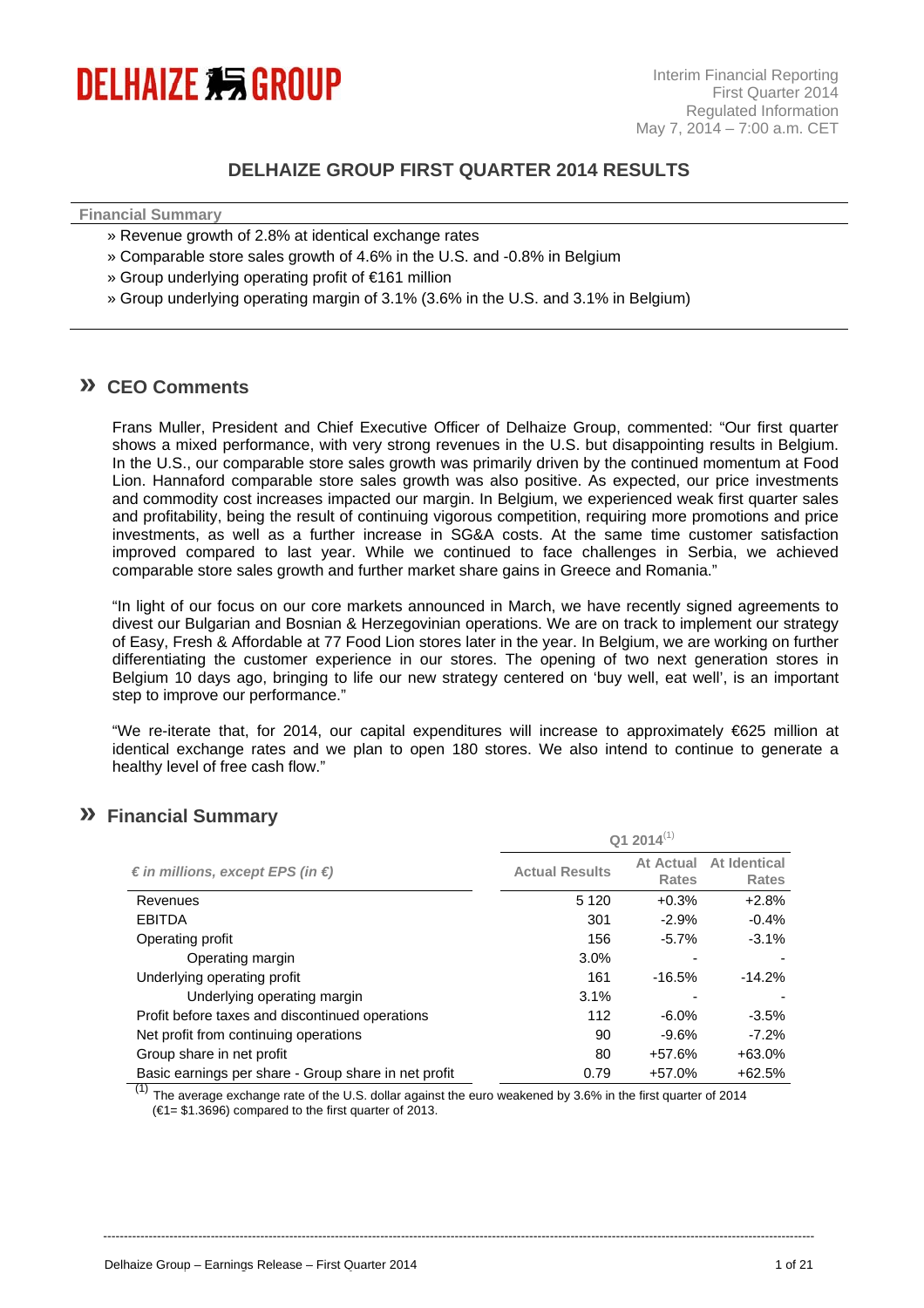DELHAIZE GROUP

Interim Financial Reporting
First Quarter 2014
Regulated Information
May 7, 2014 – 7:00 a.m. CET

# DELHAIZE GROUP FIRST QUARTER 2014 RESULTS

**Financial Summary**

» Revenue growth of 2.8% at identical exchange rates

» Comparable store sales growth of 4.6% in the U.S. and -0.8% in Belgium

» Group underlying operating profit of €161 million

» Group underlying operating margin of 3.1% (3.6% in the U.S. and 3.1% in Belgium)

## » CEO Comments

Frans Muller, President and Chief Executive Officer of Delhaize Group, commented: "Our first quarter shows a mixed performance, with very strong revenues in the U.S. but disappointing results in Belgium. In the U.S., our comparable store sales growth was primarily driven by the continued momentum at Food Lion. Hannaford comparable store sales growth was also positive. As expected, our price investments and commodity cost increases impacted our margin. In Belgium, we experienced weak first quarter sales and profitability, being the result of continuing vigorous competition, requiring more promotions and price investments, as well as a further increase in SG&A costs. At the same time customer satisfaction improved compared to last year. While we continued to face challenges in Serbia, we achieved comparable store sales growth and further market share gains in Greece and Romania."

"In light of our focus on our core markets announced in March, we have recently signed agreements to divest our Bulgarian and Bosnian & Herzegovinian operations. We are on track to implement our strategy of Easy, Fresh & Affordable at 77 Food Lion stores later in the year. In Belgium, we are working on further differentiating the customer experience in our stores. The opening of two next generation stores in Belgium 10 days ago, bringing to life our new strategy centered on 'buy well, eat well', is an important step to improve our performance."

"We re-iterate that, for 2014, our capital expenditures will increase to approximately €625 million at identical exchange rates and we plan to open 180 stores. We also intend to continue to generate a healthy level of free cash flow."

## » Financial Summary

| | Q1 2014[1] | | |
|---|---|---|---|
| *€ in millions, except EPS (in €)* | Actual Results | At Actual Rates | At Identical Rates |
| Revenues | 5 120 | +0.3% | +2.8% |
| EBITDA | 301 | -2.9% | -0.4% |
| Operating profit | 156 | -5.7% | -3.1% |
| Operating margin | 3.0% | - | - |
| Underlying operating profit | 161 | -16.5% | -14.2% |
| Underlying operating margin | 3.1% | - | - |
| Profit before taxes and discontinued operations | 112 | -6.0% | -3.5% |
| Net profit from continuing operations | 90 | -9.6% | -7.2% |
| Group share in net profit | 80 | +57.6% | +63.0% |
| Basic earnings per share - Group share in net profit | 0.79 | +57.0% | +62.5% |

[1] The average exchange rate of the U.S. dollar against the euro weakened by 3.6% in the first quarter of 2014 (€1= $1.3696) compared to the first quarter of 2013.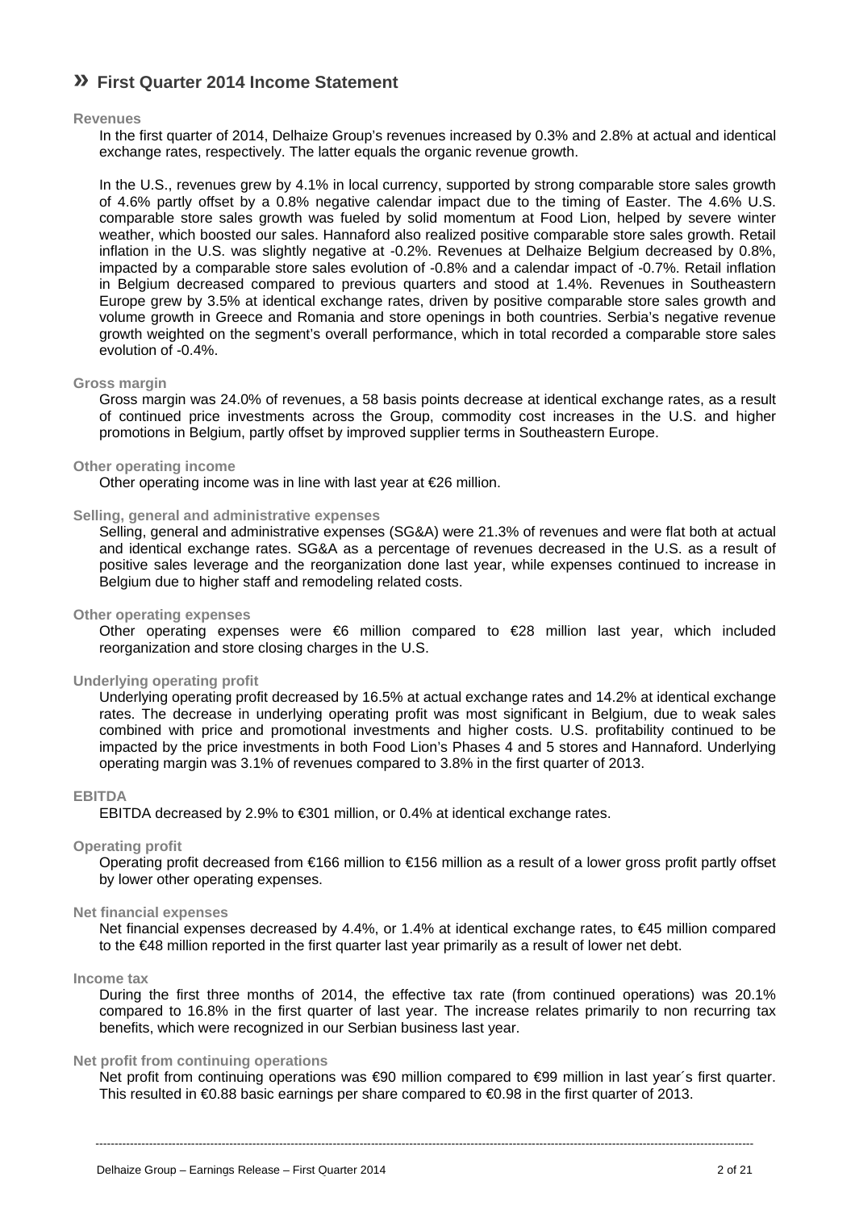# » First Quarter 2014 Income Statement

### Revenues

In the first quarter of 2014, Delhaize Group's revenues increased by 0.3% and 2.8% at actual and identical exchange rates, respectively. The latter equals the organic revenue growth.

In the U.S., revenues grew by 4.1% in local currency, supported by strong comparable store sales growth of 4.6% partly offset by a 0.8% negative calendar impact due to the timing of Easter. The 4.6% U.S. comparable store sales growth was fueled by solid momentum at Food Lion, helped by severe winter weather, which boosted our sales. Hannaford also realized positive comparable store sales growth. Retail inflation in the U.S. was slightly negative at -0.2%. Revenues at Delhaize Belgium decreased by 0.8%, impacted by a comparable store sales evolution of -0.8% and a calendar impact of -0.7%. Retail inflation in Belgium decreased compared to previous quarters and stood at 1.4%. Revenues in Southeastern Europe grew by 3.5% at identical exchange rates, driven by positive comparable store sales growth and volume growth in Greece and Romania and store openings in both countries. Serbia's negative revenue growth weighted on the segment's overall performance, which in total recorded a comparable store sales evolution of -0.4%.

### Gross margin

Gross margin was 24.0% of revenues, a 58 basis points decrease at identical exchange rates, as a result of continued price investments across the Group, commodity cost increases in the U.S. and higher promotions in Belgium, partly offset by improved supplier terms in Southeastern Europe.

### Other operating income

Other operating income was in line with last year at €26 million.

### Selling, general and administrative expenses

Selling, general and administrative expenses (SG&A) were 21.3% of revenues and were flat both at actual and identical exchange rates. SG&A as a percentage of revenues decreased in the U.S. as a result of positive sales leverage and the reorganization done last year, while expenses continued to increase in Belgium due to higher staff and remodeling related costs.

### Other operating expenses

Other operating expenses were €6 million compared to €28 million last year, which included reorganization and store closing charges in the U.S.

### Underlying operating profit

Underlying operating profit decreased by 16.5% at actual exchange rates and 14.2% at identical exchange rates. The decrease in underlying operating profit was most significant in Belgium, due to weak sales combined with price and promotional investments and higher costs. U.S. profitability continued to be impacted by the price investments in both Food Lion's Phases 4 and 5 stores and Hannaford. Underlying operating margin was 3.1% of revenues compared to 3.8% in the first quarter of 2013.

### EBITDA

EBITDA decreased by 2.9% to €301 million, or 0.4% at identical exchange rates.

### Operating profit

Operating profit decreased from €166 million to €156 million as a result of a lower gross profit partly offset by lower other operating expenses.

### Net financial expenses

Net financial expenses decreased by 4.4%, or 1.4% at identical exchange rates, to €45 million compared to the €48 million reported in the first quarter last year primarily as a result of lower net debt.

### Income tax

During the first three months of 2014, the effective tax rate (from continued operations) was 20.1% compared to 16.8% in the first quarter of last year. The increase relates primarily to non recurring tax benefits, which were recognized in our Serbian business last year.

### Net profit from continuing operations

Net profit from continuing operations was €90 million compared to €99 million in last year´s first quarter. This resulted in €0.88 basic earnings per share compared to €0.98 in the first quarter of 2013.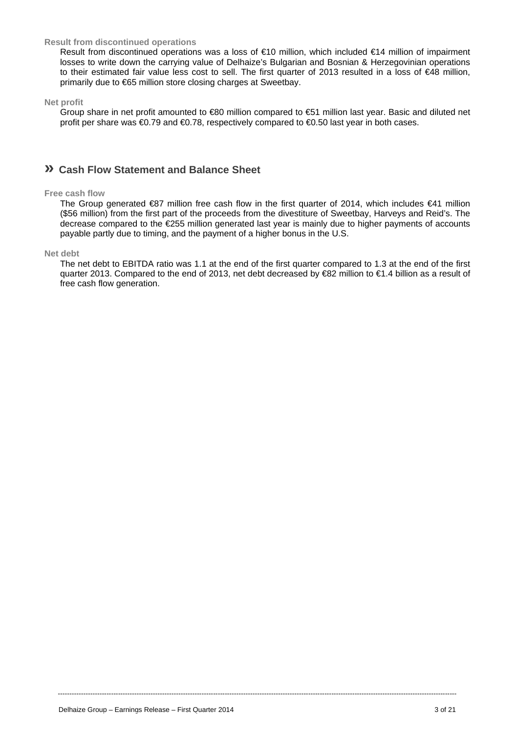### Result from discontinued operations

Result from discontinued operations was a loss of €10 million, which included €14 million of impairment losses to write down the carrying value of Delhaize's Bulgarian and Bosnian & Herzegovinian operations to their estimated fair value less cost to sell. The first quarter of 2013 resulted in a loss of €48 million, primarily due to €65 million store closing charges at Sweetbay.

### Net profit

Group share in net profit amounted to €80 million compared to €51 million last year. Basic and diluted net profit per share was €0.79 and €0.78, respectively compared to €0.50 last year in both cases.

## » Cash Flow Statement and Balance Sheet

### Free cash flow

The Group generated €87 million free cash flow in the first quarter of 2014, which includes €41 million ($56 million) from the first part of the proceeds from the divestiture of Sweetbay, Harveys and Reid's. The decrease compared to the €255 million generated last year is mainly due to higher payments of accounts payable partly due to timing, and the payment of a higher bonus in the U.S.

### Net debt

The net debt to EBITDA ratio was 1.1 at the end of the first quarter compared to 1.3 at the end of the first quarter 2013. Compared to the end of 2013, net debt decreased by €82 million to €1.4 billion as a result of free cash flow generation.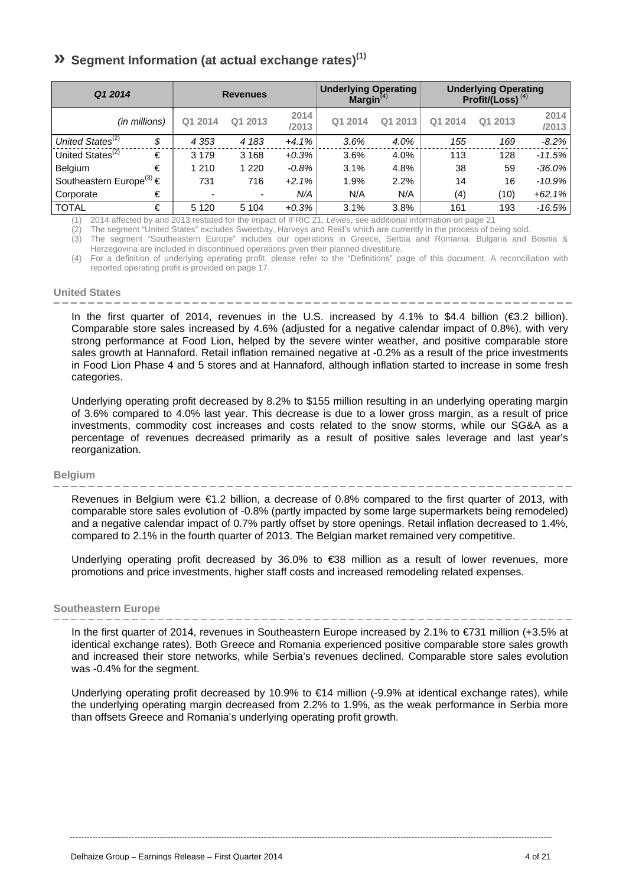## » Segment Information (at actual exchange rates)[1]

| *Q1 2014* | | Revenues | | | Underlying Operating Margin[4] | | Underlying Operating Profit/(Loss)[4] | | |
|---|---|---|---|---|---|---|---|---|---|
| *(in millions)* | | Q1 2014 | Q1 2013 | 2014 /2013 | Q1 2014 | Q1 2013 | Q1 2014 | Q1 2013 | 2014 /2013 |
| *United States[2]* | *$* | *4 353* | *4 183* | *+4.1%* | *3.6%* | *4.0%* | *155* | *169* | *-8.2%* |
| United States[2] | € | 3 179 | 3 168 | *+0.3%* | 3.6% | 4.0% | 113 | 128 | *-11.5%* |
| Belgium | € | 1 210 | 1 220 | *-0.8%* | 3.1% | 4.8% | 38 | 59 | *-36.0%* |
| Southeastern Europe[3] | € | 731 | 716 | *+2.1%* | 1.9% | 2.2% | 14 | 16 | *-10.9%* |
| Corporate | € | - | - | *N/A* | N/A | N/A | (4) | (10) | *+62.1%* |
| TOTAL | € | 5 120 | 5 104 | *+0.3%* | 3.1% | 3.8% | 161 | 193 | *-16.5%* |

(1) 2014 affected by and 2013 restated for the impact of IFRIC 21, *Levies*, see additional information on page 21
(2) The segment "United States" excludes Sweetbay, Harveys and Reid's which are currently in the process of being sold.
(3) The segment "Southeastern Europe" includes our operations in Greece, Serbia and Romania. Bulgaria and Bosnia & Herzegovina are included in discontinued operations given their planned divestiture.
(4) For a definition of underlying operating profit, please refer to the "Definitions" page of this document. A reconciliation with reported operating profit is provided on page 17.

### United States

In the first quarter of 2014, revenues in the U.S. increased by 4.1% to $4.4 billion (€3.2 billion). Comparable store sales increased by 4.6% (adjusted for a negative calendar impact of 0.8%), with very strong performance at Food Lion, helped by the severe winter weather, and positive comparable store sales growth at Hannaford. Retail inflation remained negative at -0.2% as a result of the price investments in Food Lion Phase 4 and 5 stores and at Hannaford, although inflation started to increase in some fresh categories.

Underlying operating profit decreased by 8.2% to $155 million resulting in an underlying operating margin of 3.6% compared to 4.0% last year. This decrease is due to a lower gross margin, as a result of price investments, commodity cost increases and costs related to the snow storms, while our SG&A as a percentage of revenues decreased primarily as a result of positive sales leverage and last year's reorganization.

### Belgium

Revenues in Belgium were €1.2 billion, a decrease of 0.8% compared to the first quarter of 2013, with comparable store sales evolution of -0.8% (partly impacted by some large supermarkets being remodeled) and a negative calendar impact of 0.7% partly offset by store openings. Retail inflation decreased to 1.4%, compared to 2.1% in the fourth quarter of 2013. The Belgian market remained very competitive.

Underlying operating profit decreased by 36.0% to €38 million as a result of lower revenues, more promotions and price investments, higher staff costs and increased remodeling related expenses.

### Southeastern Europe

In the first quarter of 2014, revenues in Southeastern Europe increased by 2.1% to €731 million (+3.5% at identical exchange rates). Both Greece and Romania experienced positive comparable store sales growth and increased their store networks, while Serbia's revenues declined. Comparable store sales evolution was -0.4% for the segment.

Underlying operating profit decreased by 10.9% to €14 million (-9.9% at identical exchange rates), while the underlying operating margin decreased from 2.2% to 1.9%, as the weak performance in Serbia more than offsets Greece and Romania's underlying operating profit growth.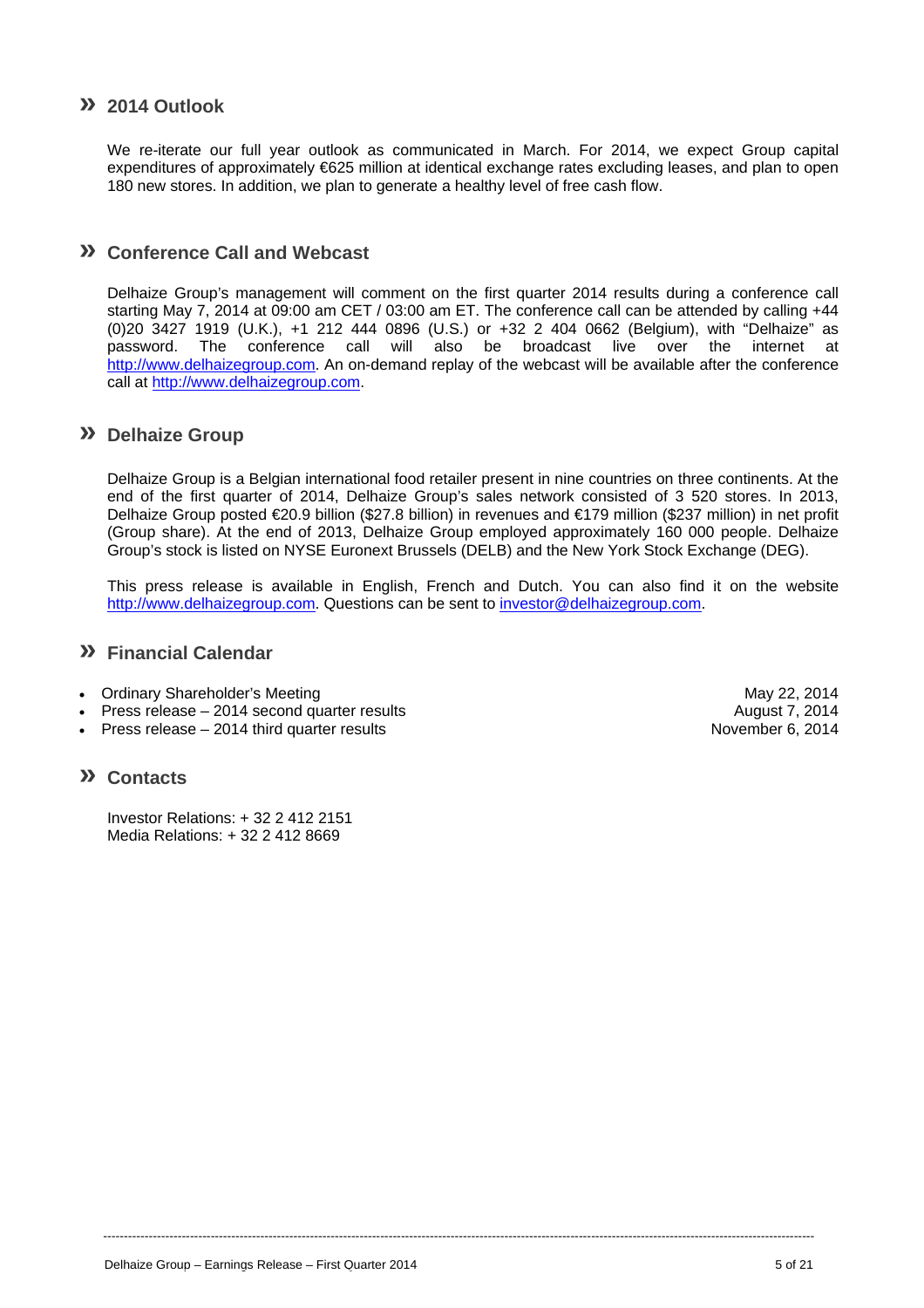## » 2014 Outlook

We re-iterate our full year outlook as communicated in March. For 2014, we expect Group capital expenditures of approximately €625 million at identical exchange rates excluding leases, and plan to open 180 new stores. In addition, we plan to generate a healthy level of free cash flow.

## » Conference Call and Webcast

Delhaize Group's management will comment on the first quarter 2014 results during a conference call starting May 7, 2014 at 09:00 am CET / 03:00 am ET. The conference call can be attended by calling +44 (0)20 3427 1919 (U.K.), +1 212 444 0896 (U.S.) or +32 2 404 0662 (Belgium), with "Delhaize" as password. The conference call will also be broadcast live over the internet at http://www.delhaizegroup.com. An on-demand replay of the webcast will be available after the conference call at http://www.delhaizegroup.com.

## » Delhaize Group

Delhaize Group is a Belgian international food retailer present in nine countries on three continents. At the end of the first quarter of 2014, Delhaize Group's sales network consisted of 3 520 stores. In 2013, Delhaize Group posted €20.9 billion ($27.8 billion) in revenues and €179 million ($237 million) in net profit (Group share). At the end of 2013, Delhaize Group employed approximately 160 000 people. Delhaize Group's stock is listed on NYSE Euronext Brussels (DELB) and the New York Stock Exchange (DEG).

This press release is available in English, French and Dutch. You can also find it on the website http://www.delhaizegroup.com. Questions can be sent to investor@delhaizegroup.com.

## » Financial Calendar

- Ordinary Shareholder's Meeting — May 22, 2014
- Press release – 2014 second quarter results — August 7, 2014
- Press release – 2014 third quarter results — November 6, 2014

## » Contacts

Investor Relations: + 32 2 412 2151
Media Relations: + 32 2 412 8669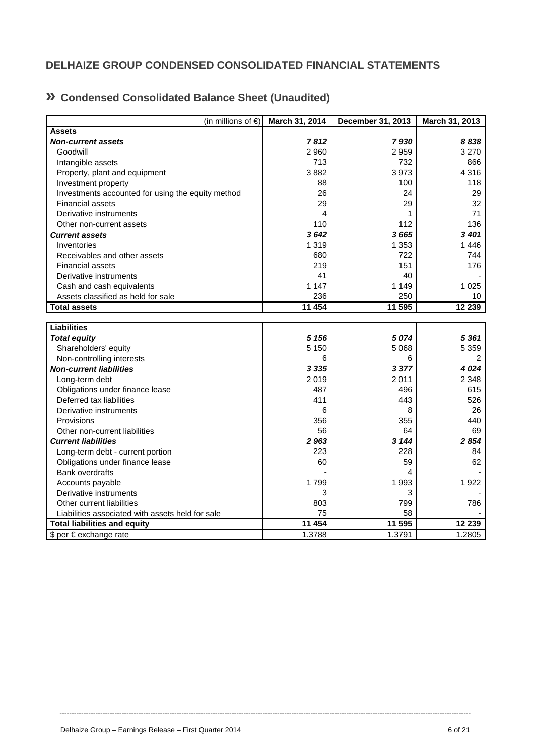## DELHAIZE GROUP CONDENSED CONSOLIDATED FINANCIAL STATEMENTS

### » Condensed Consolidated Balance Sheet (Unaudited)

| (in millions of €) | March 31, 2014 | December 31, 2013 | March 31, 2013 |
|---|---|---|---|
| **Assets** | | | |
| ***Non-current assets*** | ***7 812*** | ***7 930*** | ***8 838*** |
| Goodwill | 2 960 | 2 959 | 3 270 |
| Intangible assets | 713 | 732 | 866 |
| Property, plant and equipment | 3 882 | 3 973 | 4 316 |
| Investment property | 88 | 100 | 118 |
| Investments accounted for using the equity method | 26 | 24 | 29 |
| Financial assets | 29 | 29 | 32 |
| Derivative instruments | 4 | 1 | 71 |
| Other non-current assets | 110 | 112 | 136 |
| ***Current assets*** | ***3 642*** | ***3 665*** | ***3 401*** |
| Inventories | 1 319 | 1 353 | 1 446 |
| Receivables and other assets | 680 | 722 | 744 |
| Financial assets | 219 | 151 | 176 |
| Derivative instruments | 41 | 40 | - |
| Cash and cash equivalents | 1 147 | 1 149 | 1 025 |
| Assets classified as held for sale | 236 | 250 | 10 |
| **Total assets** | **11 454** | **11 595** | **12 239** |

| | | | |
|---|---|---|---|
| **Liabilities** | | | |
| ***Total equity*** | ***5 156*** | ***5 074*** | ***5 361*** |
| Shareholders' equity | 5 150 | 5 068 | 5 359 |
| Non-controlling interests | 6 | 6 | 2 |
| ***Non-current liabilities*** | ***3 335*** | ***3 377*** | ***4 024*** |
| Long-term debt | 2 019 | 2 011 | 2 348 |
| Obligations under finance lease | 487 | 496 | 615 |
| Deferred tax liabilities | 411 | 443 | 526 |
| Derivative instruments | 6 | 8 | 26 |
| Provisions | 356 | 355 | 440 |
| Other non-current liabilities | 56 | 64 | 69 |
| ***Current liabilities*** | ***2 963*** | ***3 144*** | ***2 854*** |
| Long-term debt - current portion | 223 | 228 | 84 |
| Obligations under finance lease | 60 | 59 | 62 |
| Bank overdrafts | - | 4 | - |
| Accounts payable | 1 799 | 1 993 | 1 922 |
| Derivative instruments | 3 | 3 | - |
| Other current liabilities | 803 | 799 | 786 |
| Liabilities associated with assets held for sale | 75 | 58 | - |
| **Total liabilities and equity** | **11 454** | **11 595** | **12 239** |
| $ per € exchange rate | 1.3788 | 1.3791 | 1.2805 |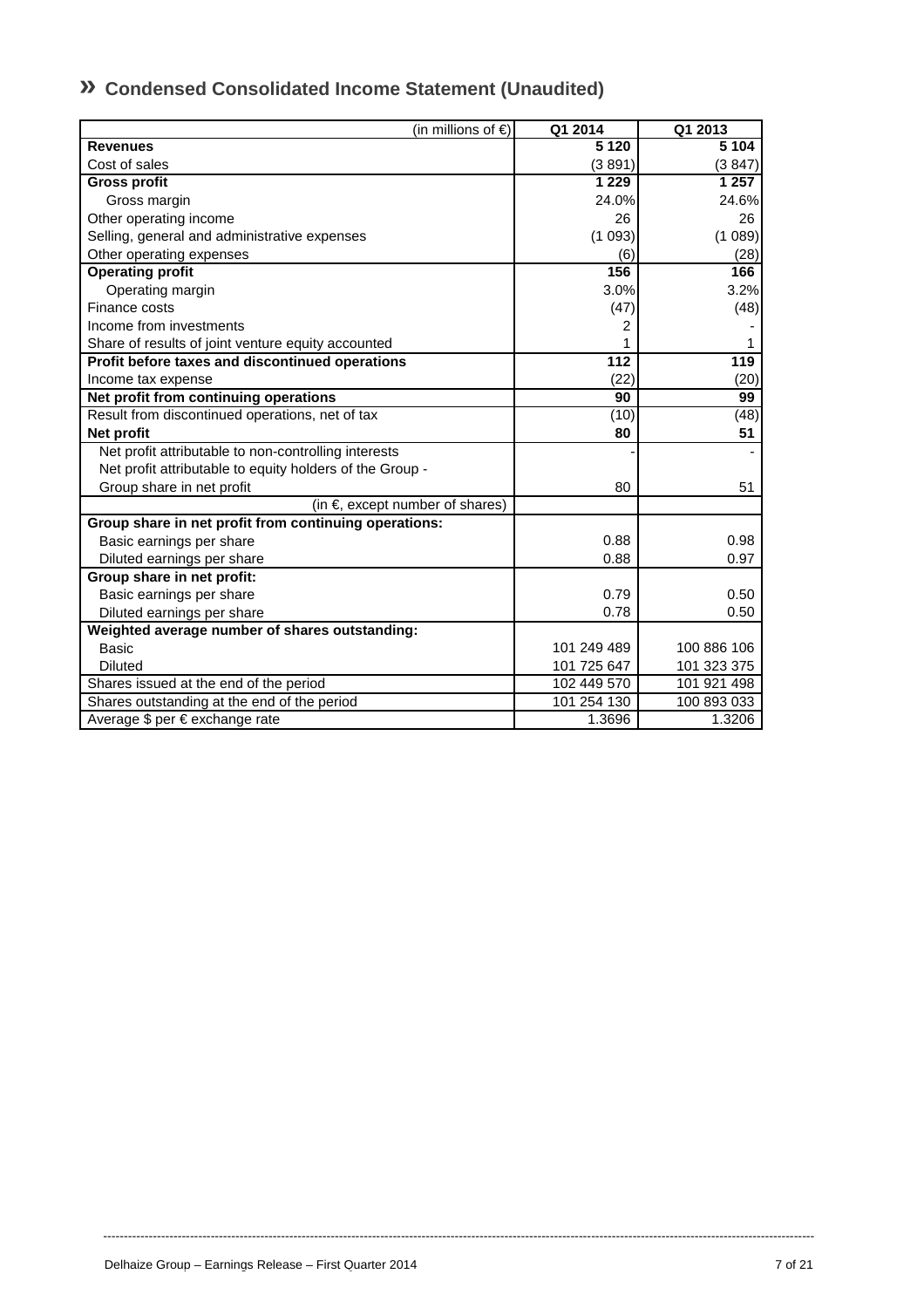## » Condensed Consolidated Income Statement (Unaudited)

| (in millions of €) | Q1 2014 | Q1 2013 |
|---|---|---|
| **Revenues** | **5 120** | **5 104** |
| Cost of sales | (3 891) | (3 847) |
| **Gross profit** | **1 229** | **1 257** |
| Gross margin | 24.0% | 24.6% |
| Other operating income | 26 | 26 |
| Selling, general and administrative expenses | (1 093) | (1 089) |
| Other operating expenses | (6) | (28) |
| **Operating profit** | **156** | **166** |
| Operating margin | 3.0% | 3.2% |
| Finance costs | (47) | (48) |
| Income from investments | 2 | - |
| Share of results of joint venture equity accounted | 1 | 1 |
| **Profit before taxes and discontinued operations** | **112** | **119** |
| Income tax expense | (22) | (20) |
| **Net profit from continuing operations** | **90** | **99** |
| Result from discontinued operations, net of tax | (10) | (48) |
| **Net profit** | **80** | **51** |
| Net profit attributable to non-controlling interests | - | - |
| Net profit attributable to equity holders of the Group - Group share in net profit | 80 | 51 |
| (in €, except number of shares) | | |
| **Group share in net profit from continuing operations:** | | |
| Basic earnings per share | 0.88 | 0.98 |
| Diluted earnings per share | 0.88 | 0.97 |
| **Group share in net profit:** | | |
| Basic earnings per share | 0.79 | 0.50 |
| Diluted earnings per share | 0.78 | 0.50 |
| **Weighted average number of shares outstanding:** | | |
| Basic | 101 249 489 | 100 886 106 |
| Diluted | 101 725 647 | 101 323 375 |
| Shares issued at the end of the period | 102 449 570 | 101 921 498 |
| Shares outstanding at the end of the period | 101 254 130 | 100 893 033 |
| Average $ per € exchange rate | 1.3696 | 1.3206 |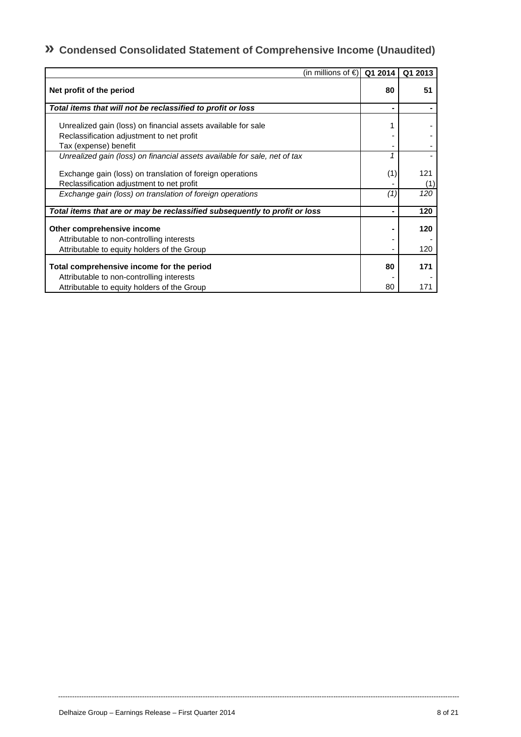## » Condensed Consolidated Statement of Comprehensive Income (Unaudited)

| (in millions of €) | Q1 2014 | Q1 2013 |
|---|---|---|
| **Net profit of the period** | **80** | **51** |
| ***Total items that will not be reclassified to profit or loss*** | **-** | **-** |
| Unrealized gain (loss) on financial assets available for sale | 1 | - |
| Reclassification adjustment to net profit | - | - |
| Tax (expense) benefit | - | - |
| *Unrealized gain (loss) on financial assets available for sale, net of tax* | *1* | - |
| Exchange gain (loss) on translation of foreign operations | (1) | 121 |
| Reclassification adjustment to net profit | - | (1) |
| *Exchange gain (loss) on translation of foreign operations* | *(1)* | *120* |
| ***Total items that are or may be reclassified subsequently to profit or loss*** | **-** | **120** |
| **Other comprehensive income** | **-** | **120** |
| Attributable to non-controlling interests | - | - |
| Attributable to equity holders of the Group | - | 120 |
| **Total comprehensive income for the period** | **80** | **171** |
| Attributable to non-controlling interests | - | - |
| Attributable to equity holders of the Group | 80 | 171 |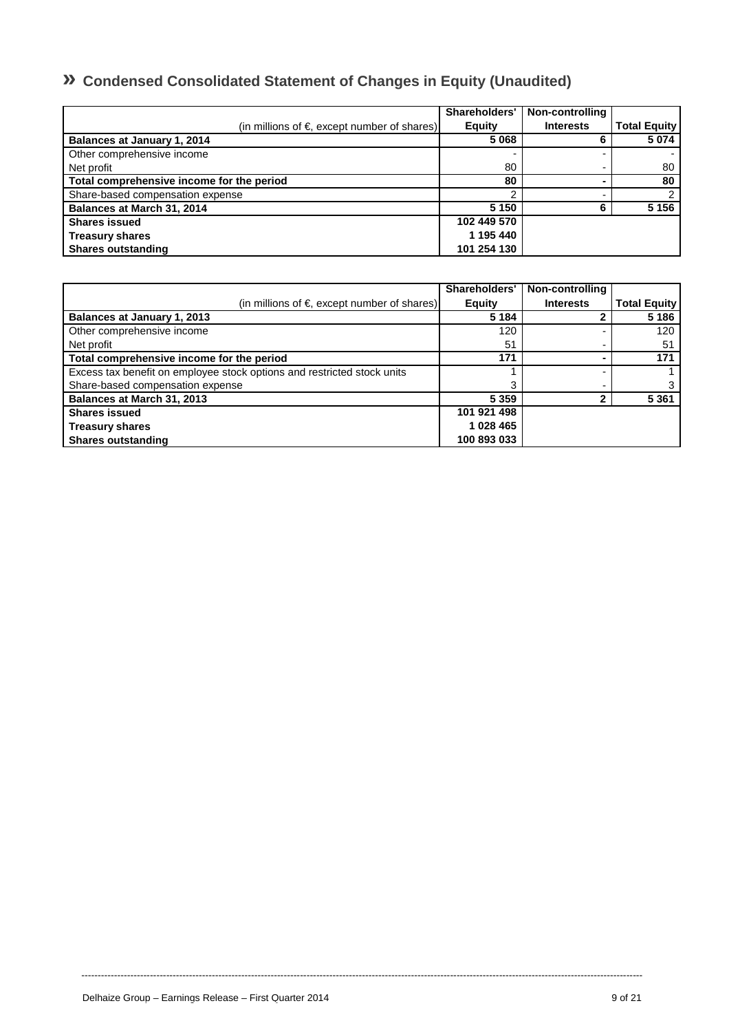# » Condensed Consolidated Statement of Changes in Equity (Unaudited)

| (in millions of €, except number of shares) | Shareholders' Equity | Non-controlling Interests | Total Equity |
|---|---|---|---|
| **Balances at January 1, 2014** | **5 068** | **6** | **5 074** |
| Other comprehensive income | - | - | - |
| Net profit | 80 | - | 80 |
| **Total comprehensive income for the period** | **80** | **-** | **80** |
| Share-based compensation expense | 2 | - | 2 |
| **Balances at March 31, 2014** | **5 150** | **6** | **5 156** |
| **Shares issued** | **102 449 570** | | |
| **Treasury shares** | **1 195 440** | | |
| **Shares outstanding** | **101 254 130** | | |

| (in millions of €, except number of shares) | Shareholders' Equity | Non-controlling Interests | Total Equity |
|---|---|---|---|
| **Balances at January 1, 2013** | **5 184** | **2** | **5 186** |
| Other comprehensive income | 120 | - | 120 |
| Net profit | 51 | - | 51 |
| **Total comprehensive income for the period** | **171** | **-** | **171** |
| Excess tax benefit on employee stock options and restricted stock units | 1 | - | 1 |
| Share-based compensation expense | 3 | - | 3 |
| **Balances at March 31, 2013** | **5 359** | **2** | **5 361** |
| **Shares issued** | **101 921 498** | | |
| **Treasury shares** | **1 028 465** | | |
| **Shares outstanding** | **100 893 033** | | |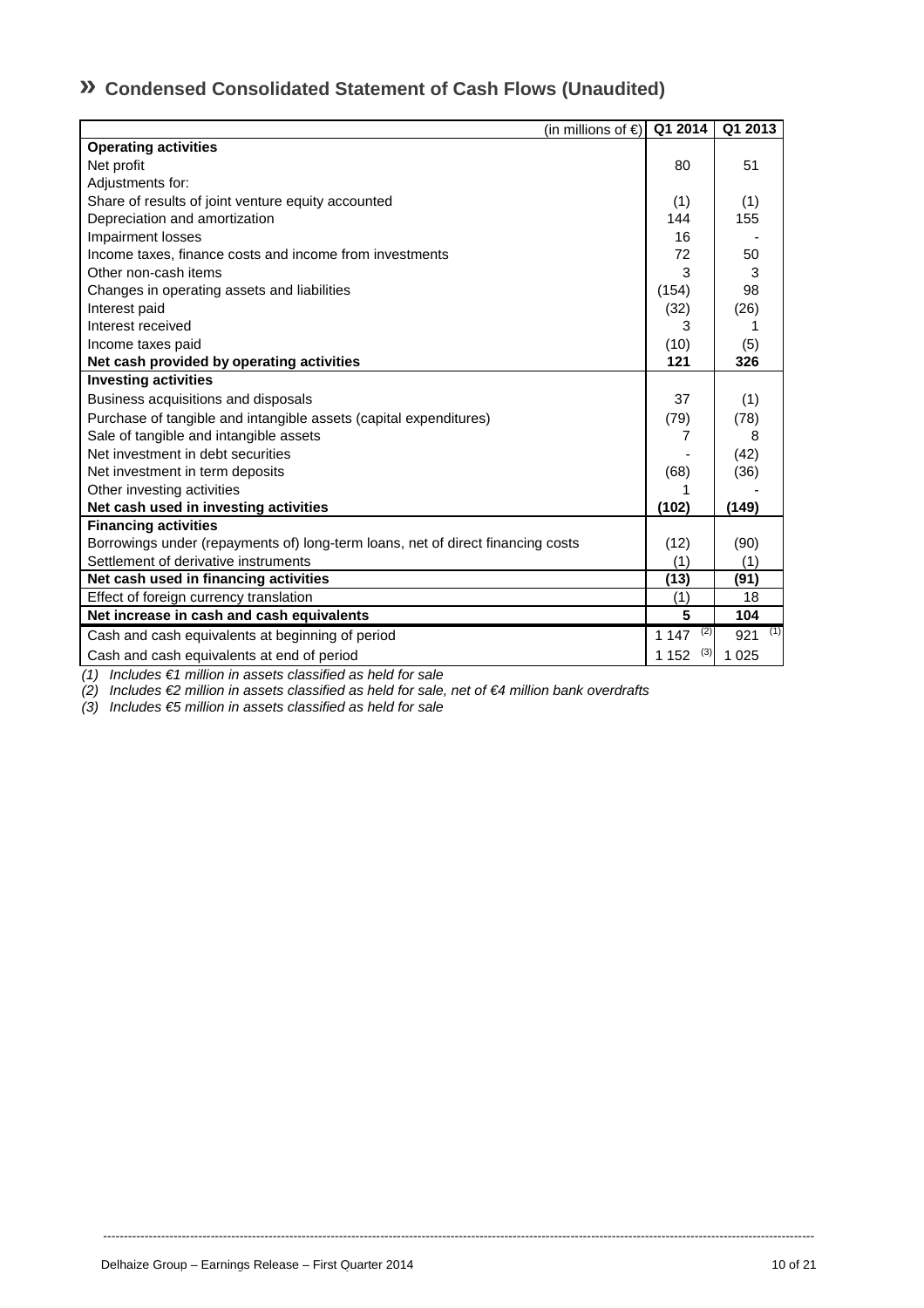## » Condensed Consolidated Statement of Cash Flows (Unaudited)

| (in millions of €) | Q1 2014 | Q1 2013 |
|---|---|---|
| **Operating activities** | | |
| Net profit | 80 | 51 |
| Adjustments for: | | |
| Share of results of joint venture equity accounted | (1) | (1) |
| Depreciation and amortization | 144 | 155 |
| Impairment losses | 16 | - |
| Income taxes, finance costs and income from investments | 72 | 50 |
| Other non-cash items | 3 | 3 |
| Changes in operating assets and liabilities | (154) | 98 |
| Interest paid | (32) | (26) |
| Interest received | 3 | 1 |
| Income taxes paid | (10) | (5) |
| **Net cash provided by operating activities** | **121** | **326** |
| **Investing activities** | | |
| Business acquisitions and disposals | 37 | (1) |
| Purchase of tangible and intangible assets (capital expenditures) | (79) | (78) |
| Sale of tangible and intangible assets | 7 | 8 |
| Net investment in debt securities | - | (42) |
| Net investment in term deposits | (68) | (36) |
| Other investing activities | 1 | - |
| **Net cash used in investing activities** | **(102)** | **(149)** |
| **Financing activities** | | |
| Borrowings under (repayments of) long-term loans, net of direct financing costs | (12) | (90) |
| Settlement of derivative instruments | (1) | (1) |
| **Net cash used in financing activities** | **(13)** | **(91)** |
| Effect of foreign currency translation | (1) | 18 |
| **Net increase in cash and cash equivalents** | **5** | **104** |
| Cash and cash equivalents at beginning of period | 1 147 (2) | 921 (1) |
| Cash and cash equivalents at end of period | 1 152 (3) | 1 025 |

*(1) Includes €1 million in assets classified as held for sale*

*(2) Includes €2 million in assets classified as held for sale, net of €4 million bank overdrafts*

*(3) Includes €5 million in assets classified as held for sale*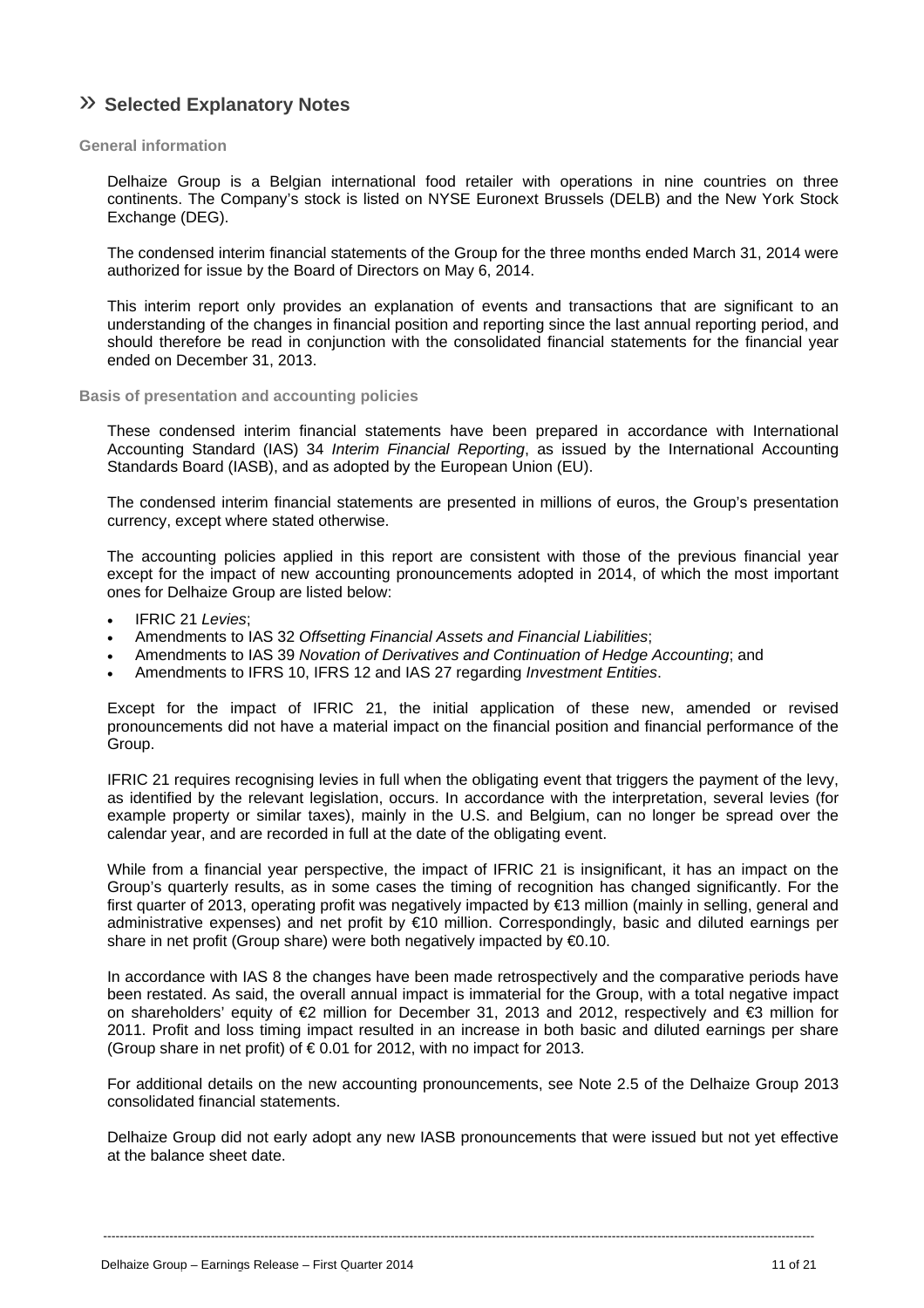## » Selected Explanatory Notes

### General information

Delhaize Group is a Belgian international food retailer with operations in nine countries on three continents. The Company's stock is listed on NYSE Euronext Brussels (DELB) and the New York Stock Exchange (DEG).

The condensed interim financial statements of the Group for the three months ended March 31, 2014 were authorized for issue by the Board of Directors on May 6, 2014.

This interim report only provides an explanation of events and transactions that are significant to an understanding of the changes in financial position and reporting since the last annual reporting period, and should therefore be read in conjunction with the consolidated financial statements for the financial year ended on December 31, 2013.

### Basis of presentation and accounting policies

These condensed interim financial statements have been prepared in accordance with International Accounting Standard (IAS) 34 *Interim Financial Reporting*, as issued by the International Accounting Standards Board (IASB), and as adopted by the European Union (EU).

The condensed interim financial statements are presented in millions of euros, the Group's presentation currency, except where stated otherwise.

The accounting policies applied in this report are consistent with those of the previous financial year except for the impact of new accounting pronouncements adopted in 2014, of which the most important ones for Delhaize Group are listed below:

- IFRIC 21 *Levies*;
- Amendments to IAS 32 *Offsetting Financial Assets and Financial Liabilities*;
- Amendments to IAS 39 *Novation of Derivatives and Continuation of Hedge Accounting*; and
- Amendments to IFRS 10, IFRS 12 and IAS 27 regarding *Investment Entities*.

Except for the impact of IFRIC 21, the initial application of these new, amended or revised pronouncements did not have a material impact on the financial position and financial performance of the Group.

IFRIC 21 requires recognising levies in full when the obligating event that triggers the payment of the levy, as identified by the relevant legislation, occurs. In accordance with the interpretation, several levies (for example property or similar taxes), mainly in the U.S. and Belgium, can no longer be spread over the calendar year, and are recorded in full at the date of the obligating event.

While from a financial year perspective, the impact of IFRIC 21 is insignificant, it has an impact on the Group's quarterly results, as in some cases the timing of recognition has changed significantly. For the first quarter of 2013, operating profit was negatively impacted by €13 million (mainly in selling, general and administrative expenses) and net profit by €10 million. Correspondingly, basic and diluted earnings per share in net profit (Group share) were both negatively impacted by €0.10.

In accordance with IAS 8 the changes have been made retrospectively and the comparative periods have been restated. As said, the overall annual impact is immaterial for the Group, with a total negative impact on shareholders' equity of €2 million for December 31, 2013 and 2012, respectively and €3 million for 2011. Profit and loss timing impact resulted in an increase in both basic and diluted earnings per share (Group share in net profit) of € 0.01 for 2012, with no impact for 2013.

For additional details on the new accounting pronouncements, see Note 2.5 of the Delhaize Group 2013 consolidated financial statements.

Delhaize Group did not early adopt any new IASB pronouncements that were issued but not yet effective at the balance sheet date.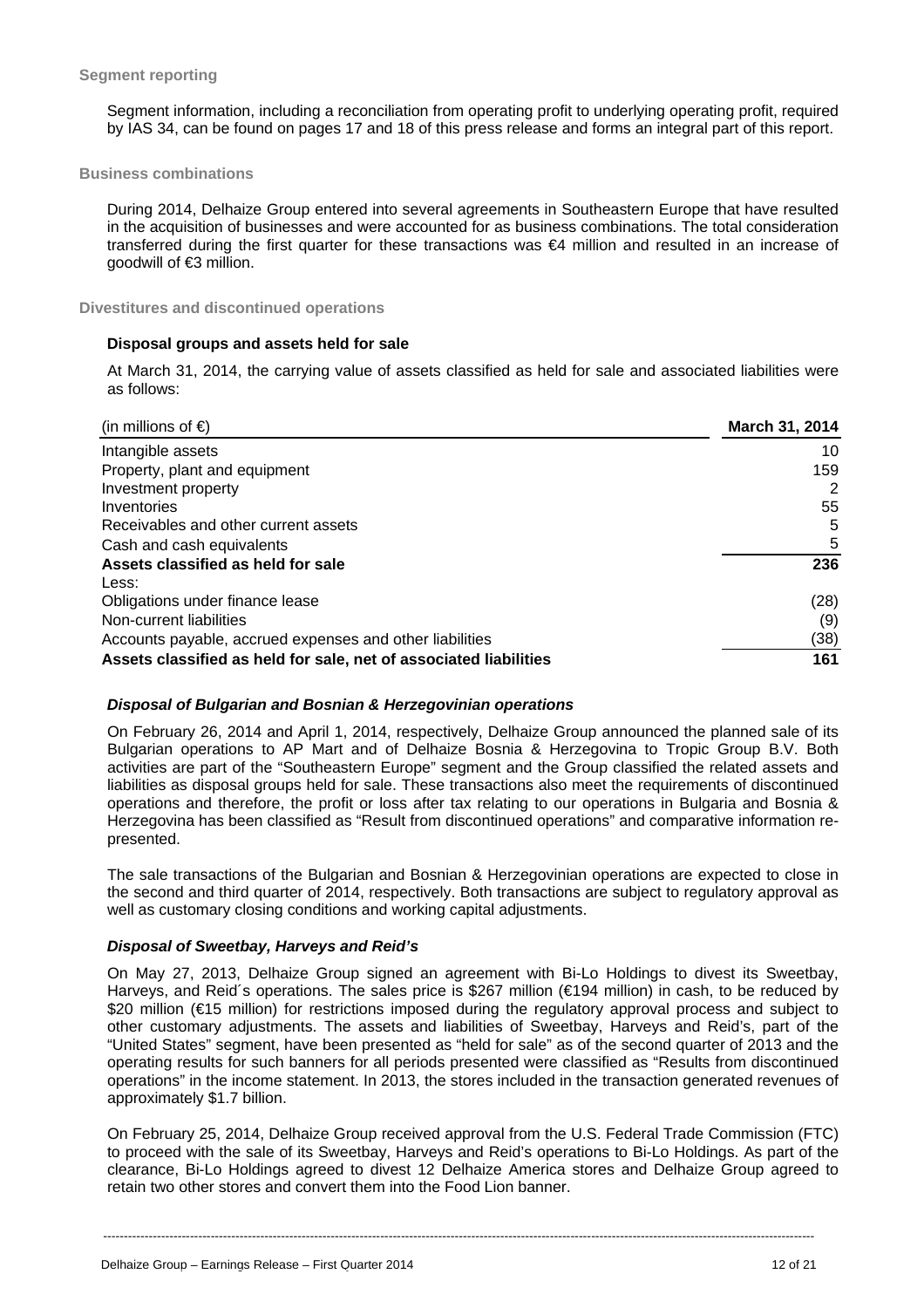### Segment reporting

Segment information, including a reconciliation from operating profit to underlying operating profit, required by IAS 34, can be found on pages 17 and 18 of this press release and forms an integral part of this report.

### Business combinations

During 2014, Delhaize Group entered into several agreements in Southeastern Europe that have resulted in the acquisition of businesses and were accounted for as business combinations. The total consideration transferred during the first quarter for these transactions was €4 million and resulted in an increase of goodwill of €3 million.

### Divestitures and discontinued operations

**Disposal groups and assets held for sale**

At March 31, 2014, the carrying value of assets classified as held for sale and associated liabilities were as follows:

| (in millions of €) | March 31, 2014 |
|---|---|
| Intangible assets | 10 |
| Property, plant and equipment | 159 |
| Investment property | 2 |
| Inventories | 55 |
| Receivables and other current assets | 5 |
| Cash and cash equivalents | 5 |
| **Assets classified as held for sale** | **236** |
| Less: | |
| Obligations under finance lease | (28) |
| Non-current liabilities | (9) |
| Accounts payable, accrued expenses and other liabilities | (38) |
| **Assets classified as held for sale, net of associated liabilities** | **161** |

***Disposal of Bulgarian and Bosnian & Herzegovinian operations***

On February 26, 2014 and April 1, 2014, respectively, Delhaize Group announced the planned sale of its Bulgarian operations to AP Mart and of Delhaize Bosnia & Herzegovina to Tropic Group B.V. Both activities are part of the "Southeastern Europe" segment and the Group classified the related assets and liabilities as disposal groups held for sale. These transactions also meet the requirements of discontinued operations and therefore, the profit or loss after tax relating to our operations in Bulgaria and Bosnia & Herzegovina has been classified as "Result from discontinued operations" and comparative information re-presented.

The sale transactions of the Bulgarian and Bosnian & Herzegovinian operations are expected to close in the second and third quarter of 2014, respectively. Both transactions are subject to regulatory approval as well as customary closing conditions and working capital adjustments.

***Disposal of Sweetbay, Harveys and Reid's***

On May 27, 2013, Delhaize Group signed an agreement with Bi-Lo Holdings to divest its Sweetbay, Harveys, and Reid´s operations. The sales price is $267 million (€194 million) in cash, to be reduced by $20 million (€15 million) for restrictions imposed during the regulatory approval process and subject to other customary adjustments. The assets and liabilities of Sweetbay, Harveys and Reid's, part of the "United States" segment, have been presented as "held for sale" as of the second quarter of 2013 and the operating results for such banners for all periods presented were classified as "Results from discontinued operations" in the income statement. In 2013, the stores included in the transaction generated revenues of approximately $1.7 billion.

On February 25, 2014, Delhaize Group received approval from the U.S. Federal Trade Commission (FTC) to proceed with the sale of its Sweetbay, Harveys and Reid's operations to Bi-Lo Holdings. As part of the clearance, Bi-Lo Holdings agreed to divest 12 Delhaize America stores and Delhaize Group agreed to retain two other stores and convert them into the Food Lion banner.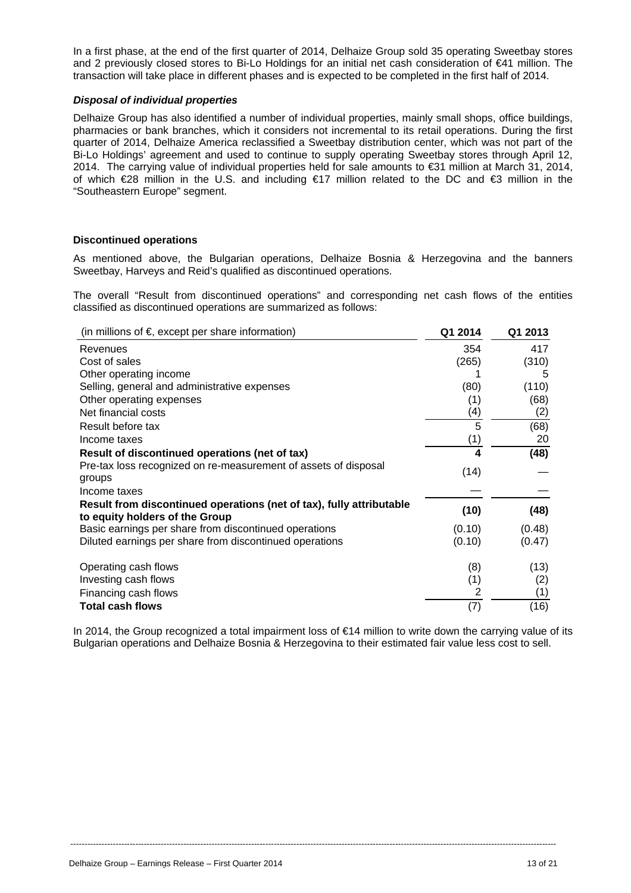In a first phase, at the end of the first quarter of 2014, Delhaize Group sold 35 operating Sweetbay stores and 2 previously closed stores to Bi-Lo Holdings for an initial net cash consideration of €41 million. The transaction will take place in different phases and is expected to be completed in the first half of 2014.

***Disposal of individual properties***

Delhaize Group has also identified a number of individual properties, mainly small shops, office buildings, pharmacies or bank branches, which it considers not incremental to its retail operations. During the first quarter of 2014, Delhaize America reclassified a Sweetbay distribution center, which was not part of the Bi-Lo Holdings' agreement and used to continue to supply operating Sweetbay stores through April 12, 2014. The carrying value of individual properties held for sale amounts to €31 million at March 31, 2014, of which €28 million in the U.S. and including €17 million related to the DC and €3 million in the "Southeastern Europe" segment.

**Discontinued operations**

As mentioned above, the Bulgarian operations, Delhaize Bosnia & Herzegovina and the banners Sweetbay, Harveys and Reid's qualified as discontinued operations.

The overall "Result from discontinued operations" and corresponding net cash flows of the entities classified as discontinued operations are summarized as follows:

| (in millions of €, except per share information) | Q1 2014 | Q1 2013 |
|---|---|---|
| Revenues | 354 | 417 |
| Cost of sales | (265) | (310) |
| Other operating income | 1 | 5 |
| Selling, general and administrative expenses | (80) | (110) |
| Other operating expenses | (1) | (68) |
| Net financial costs | (4) | (2) |
| Result before tax | 5 | (68) |
| Income taxes | (1) | 20 |
| **Result of discontinued operations (net of tax)** | **4** | **(48)** |
| Pre-tax loss recognized on re-measurement of assets of disposal groups | (14) | — |
| Income taxes | — | — |
| **Result from discontinued operations (net of tax), fully attributable to equity holders of the Group** | **(10)** | **(48)** |
| Basic earnings per share from discontinued operations | (0.10) | (0.48) |
| Diluted earnings per share from discontinued operations | (0.10) | (0.47) |
| | | |
| Operating cash flows | (8) | (13) |
| Investing cash flows | (1) | (2) |
| Financing cash flows | 2 | (1) |
| **Total cash flows** | (7) | (16) |

In 2014, the Group recognized a total impairment loss of €14 million to write down the carrying value of its Bulgarian operations and Delhaize Bosnia & Herzegovina to their estimated fair value less cost to sell.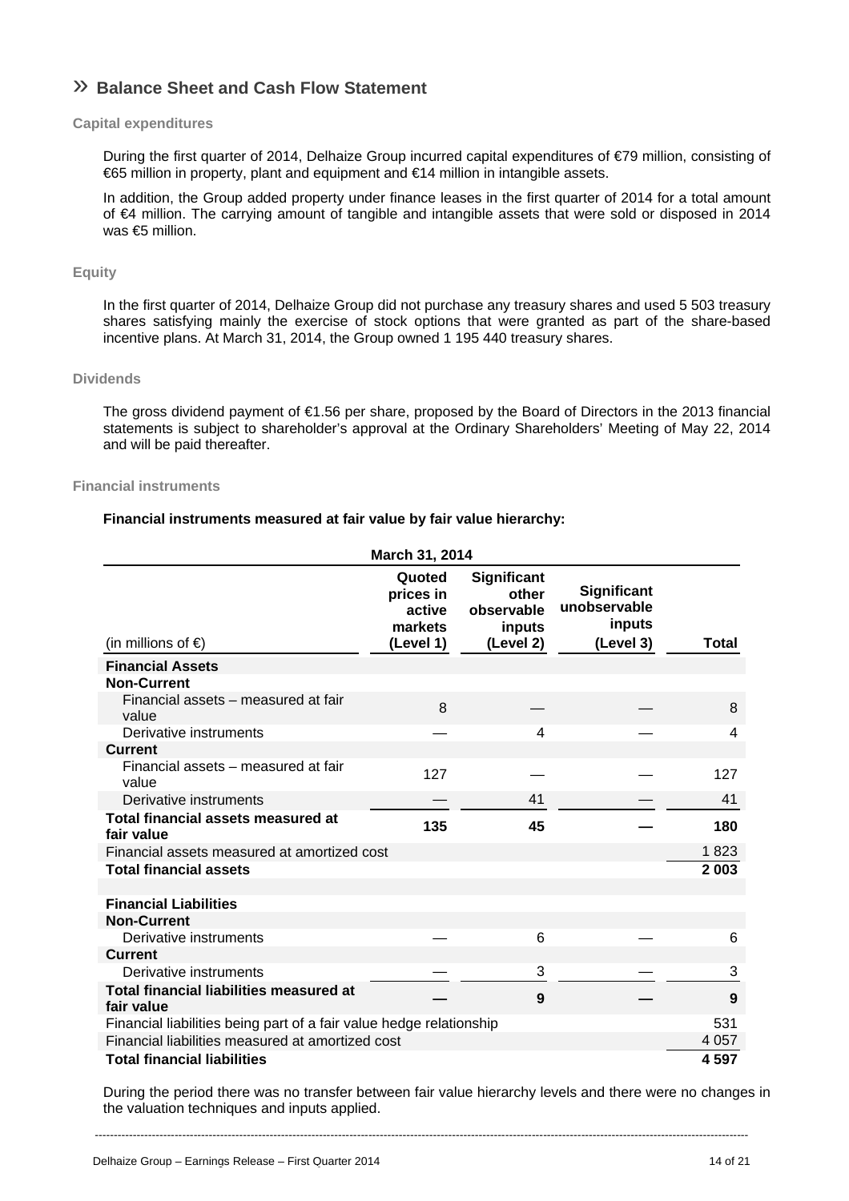## » Balance Sheet and Cash Flow Statement

### Capital expenditures

During the first quarter of 2014, Delhaize Group incurred capital expenditures of €79 million, consisting of €65 million in property, plant and equipment and €14 million in intangible assets.

In addition, the Group added property under finance leases in the first quarter of 2014 for a total amount of €4 million. The carrying amount of tangible and intangible assets that were sold or disposed in 2014 was €5 million.

### Equity

In the first quarter of 2014, Delhaize Group did not purchase any treasury shares and used 5 503 treasury shares satisfying mainly the exercise of stock options that were granted as part of the share-based incentive plans. At March 31, 2014, the Group owned 1 195 440 treasury shares.

### Dividends

The gross dividend payment of €1.56 per share, proposed by the Board of Directors in the 2013 financial statements is subject to shareholder's approval at the Ordinary Shareholders' Meeting of May 22, 2014 and will be paid thereafter.

### Financial instruments

**Financial instruments measured at fair value by fair value hierarchy:**

| | March 31, 2014 | | | |
|---|---|---|---|---|
| (in millions of €) | Quoted prices in active markets (Level 1) | Significant other observable inputs (Level 2) | Significant unobservable inputs (Level 3) | Total |
| **Financial Assets** | | | | |
| **Non-Current** | | | | |
| Financial assets – measured at fair value | 8 | — | — | 8 |
| Derivative instruments | — | 4 | — | 4 |
| **Current** | | | | |
| Financial assets – measured at fair value | 127 | — | — | 127 |
| Derivative instruments | — | 41 | — | 41 |
| **Total financial assets measured at fair value** | **135** | **45** | **—** | **180** |
| Financial assets measured at amortized cost | | | | 1 823 |
| **Total financial assets** | | | | **2 003** |
| | | | | |
| **Financial Liabilities** | | | | |
| **Non-Current** | | | | |
| Derivative instruments | — | 6 | — | 6 |
| **Current** | | | | |
| Derivative instruments | — | 3 | — | 3 |
| **Total financial liabilities measured at fair value** | **—** | **9** | **—** | **9** |
| Financial liabilities being part of a fair value hedge relationship | | | | 531 |
| Financial liabilities measured at amortized cost | | | | 4 057 |
| **Total financial liabilities** | | | | **4 597** |

During the period there was no transfer between fair value hierarchy levels and there were no changes in the valuation techniques and inputs applied.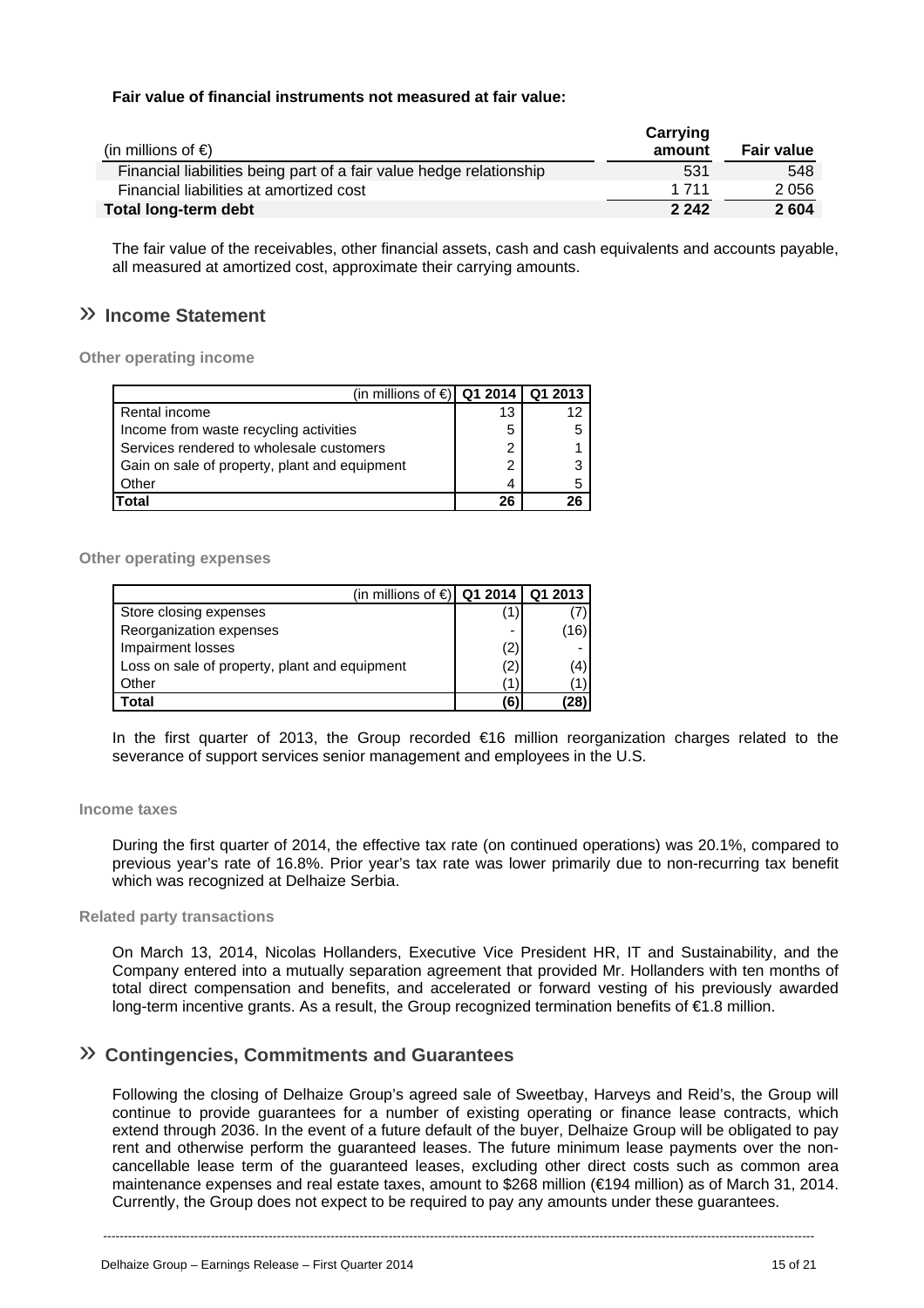**Fair value of financial instruments not measured at fair value:**

| (in millions of €) | Carrying amount | Fair value |
|---|---|---|
| Financial liabilities being part of a fair value hedge relationship | 531 | 548 |
| Financial liabilities at amortized cost | 1 711 | 2 056 |
| **Total long-term debt** | **2 242** | **2 604** |

The fair value of the receivables, other financial assets, cash and cash equivalents and accounts payable, all measured at amortized cost, approximate their carrying amounts.

## » Income Statement

### Other operating income

| (in millions of €) | Q1 2014 | Q1 2013 |
|---|---|---|
| Rental income | 13 | 12 |
| Income from waste recycling activities | 5 | 5 |
| Services rendered to wholesale customers | 2 | 1 |
| Gain on sale of property, plant and equipment | 2 | 3 |
| Other | 4 | 5 |
| **Total** | **26** | **26** |

### Other operating expenses

| (in millions of €) | Q1 2014 | Q1 2013 |
|---|---|---|
| Store closing expenses | (1) | (7) |
| Reorganization expenses | - | (16) |
| Impairment losses | (2) | - |
| Loss on sale of property, plant and equipment | (2) | (4) |
| Other | (1) | (1) |
| **Total** | **(6)** | **(28)** |

In the first quarter of 2013, the Group recorded €16 million reorganization charges related to the severance of support services senior management and employees in the U.S.

### Income taxes

During the first quarter of 2014, the effective tax rate (on continued operations) was 20.1%, compared to previous year's rate of 16.8%. Prior year's tax rate was lower primarily due to non-recurring tax benefit which was recognized at Delhaize Serbia.

### Related party transactions

On March 13, 2014, Nicolas Hollanders, Executive Vice President HR, IT and Sustainability, and the Company entered into a mutually separation agreement that provided Mr. Hollanders with ten months of total direct compensation and benefits, and accelerated or forward vesting of his previously awarded long-term incentive grants. As a result, the Group recognized termination benefits of €1.8 million.

## » Contingencies, Commitments and Guarantees

Following the closing of Delhaize Group's agreed sale of Sweetbay, Harveys and Reid's, the Group will continue to provide guarantees for a number of existing operating or finance lease contracts, which extend through 2036. In the event of a future default of the buyer, Delhaize Group will be obligated to pay rent and otherwise perform the guaranteed leases. The future minimum lease payments over the non-cancellable lease term of the guaranteed leases, excluding other direct costs such as common area maintenance expenses and real estate taxes, amount to $268 million (€194 million) as of March 31, 2014. Currently, the Group does not expect to be required to pay any amounts under these guarantees.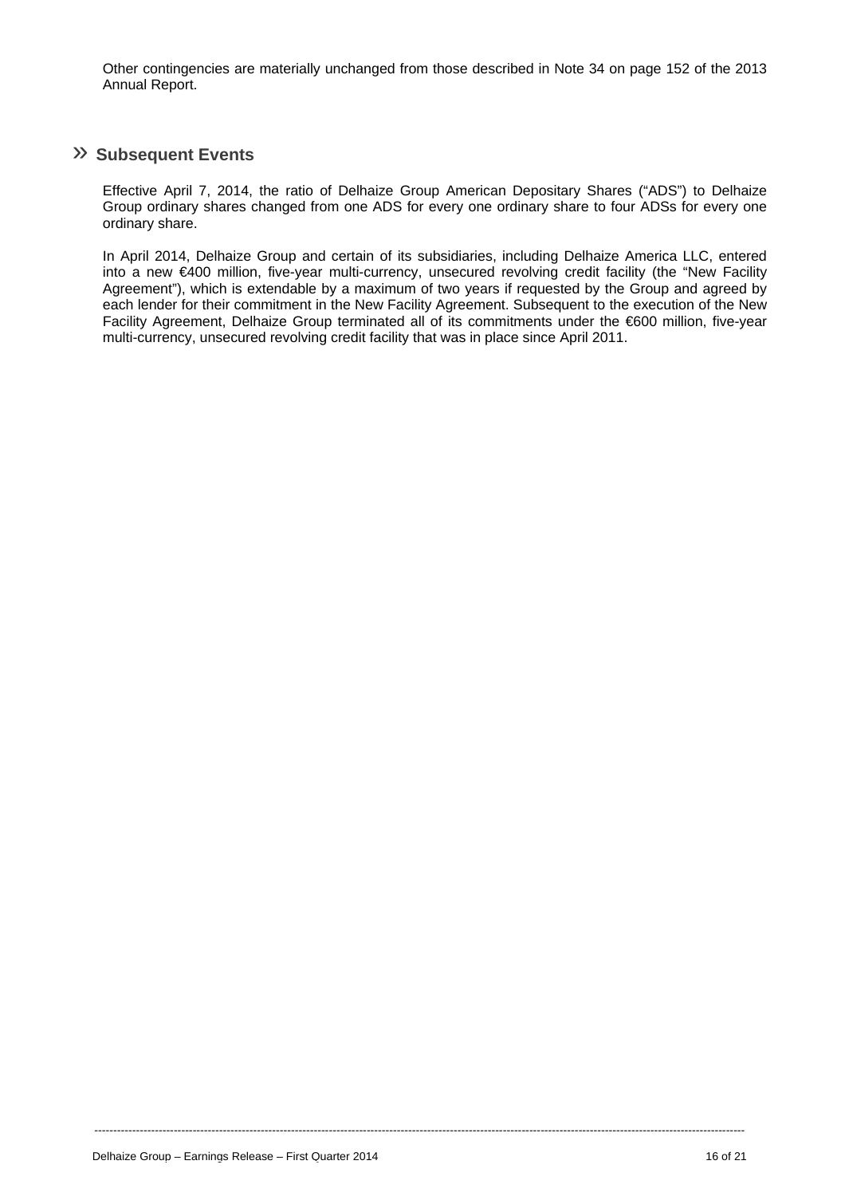Other contingencies are materially unchanged from those described in Note 34 on page 152 of the 2013 Annual Report.

## » Subsequent Events

Effective April 7, 2014, the ratio of Delhaize Group American Depositary Shares ("ADS") to Delhaize Group ordinary shares changed from one ADS for every one ordinary share to four ADSs for every one ordinary share.

In April 2014, Delhaize Group and certain of its subsidiaries, including Delhaize America LLC, entered into a new €400 million, five-year multi-currency, unsecured revolving credit facility (the "New Facility Agreement"), which is extendable by a maximum of two years if requested by the Group and agreed by each lender for their commitment in the New Facility Agreement. Subsequent to the execution of the New Facility Agreement, Delhaize Group terminated all of its commitments under the €600 million, five-year multi-currency, unsecured revolving credit facility that was in place since April 2011.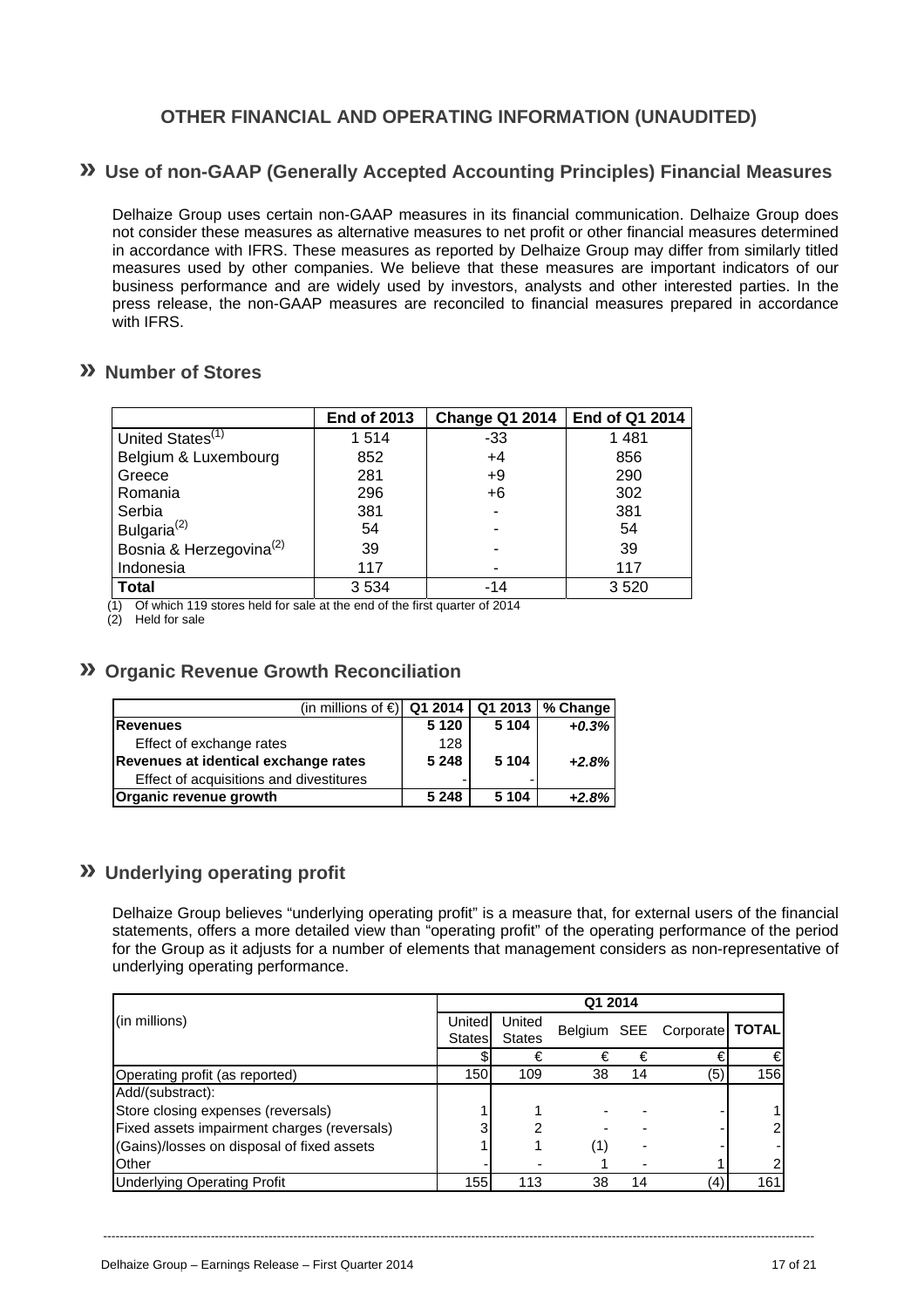# OTHER FINANCIAL AND OPERATING INFORMATION (UNAUDITED)

## » Use of non-GAAP (Generally Accepted Accounting Principles) Financial Measures

Delhaize Group uses certain non-GAAP measures in its financial communication. Delhaize Group does not consider these measures as alternative measures to net profit or other financial measures determined in accordance with IFRS. These measures as reported by Delhaize Group may differ from similarly titled measures used by other companies. We believe that these measures are important indicators of our business performance and are widely used by investors, analysts and other interested parties. In the press release, the non-GAAP measures are reconciled to financial measures prepared in accordance with IFRS.

## » Number of Stores

| | End of 2013 | Change Q1 2014 | End of Q1 2014 |
|---|---|---|---|
| United States[1] | 1 514 | -33 | 1 481 |
| Belgium & Luxembourg | 852 | +4 | 856 |
| Greece | 281 | +9 | 290 |
| Romania | 296 | +6 | 302 |
| Serbia | 381 | - | 381 |
| Bulgaria[2] | 54 | - | 54 |
| Bosnia & Herzegovina[2] | 39 | - | 39 |
| Indonesia | 117 | - | 117 |
| **Total** | 3 534 | -14 | 3 520 |

(1) Of which 119 stores held for sale at the end of the first quarter of 2014

(2) Held for sale

## » Organic Revenue Growth Reconciliation

| (in millions of €) | Q1 2014 | Q1 2013 | % Change |
|---|---|---|---|
| **Revenues** | **5 120** | **5 104** | ***+0.3%*** |
| Effect of exchange rates | 128 | | |
| **Revenues at identical exchange rates** | **5 248** | **5 104** | ***+2.8%*** |
| Effect of acquisitions and divestitures | - | - | |
| **Organic revenue growth** | **5 248** | **5 104** | ***+2.8%*** |

## » Underlying operating profit

Delhaize Group believes "underlying operating profit" is a measure that, for external users of the financial statements, offers a more detailed view than "operating profit" of the operating performance of the period for the Group as it adjusts for a number of elements that management considers as non-representative of underlying operating performance.

| | Q1 2014 | | | | | |
|---|---|---|---|---|---|---|
| (in millions) | United States | United States | Belgium | SEE | Corporate | **TOTAL** |
| | $ | € | € | € | € | € |
| Operating profit (as reported) | 150 | 109 | 38 | 14 | (5) | 156 |
| Add/(substract): | | | | | | |
| Store closing expenses (reversals) | 1 | 1 | - | - | - | 1 |
| Fixed assets impairment charges (reversals) | 3 | 2 | - | - | - | 2 |
| (Gains)/losses on disposal of fixed assets | 1 | 1 | (1) | - | - | - |
| Other | - | - | 1 | - | 1 | 2 |
| Underlying Operating Profit | 155 | 113 | 38 | 14 | (4) | 161 |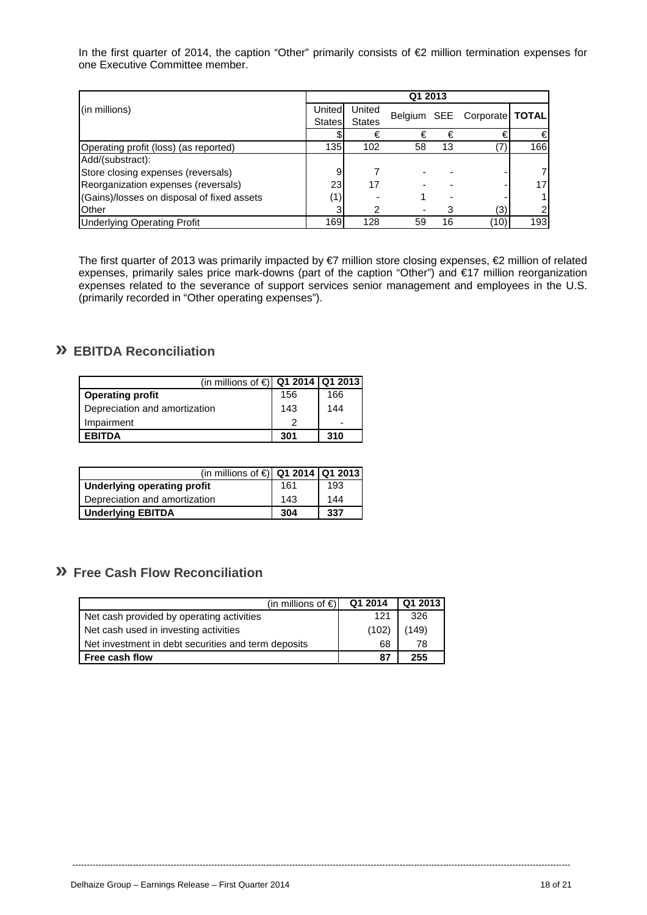In the first quarter of 2014, the caption "Other" primarily consists of €2 million termination expenses for one Executive Committee member.

| (in millions) | Q1 2013 | | | | | |
|---|---|---|---|---|---|---|
| | United States | United States | Belgium | SEE | Corporate | **TOTAL** |
| | $ | € | € | € | € | € |
| Operating profit (loss) (as reported) | 135 | 102 | 58 | 13 | (7) | 166 |
| Add/(substract): | | | | | | |
| Store closing expenses (reversals) | 9 | 7 | - | - | - | 7 |
| Reorganization expenses (reversals) | 23 | 17 | - | - | - | 17 |
| (Gains)/losses on disposal of fixed assets | (1) | - | 1 | - | - | 1 |
| Other | 3 | 2 | - | 3 | (3) | 2 |
| Underlying Operating Profit | 169 | 128 | 59 | 16 | (10) | 193 |

The first quarter of 2013 was primarily impacted by €7 million store closing expenses, €2 million of related expenses, primarily sales price mark-downs (part of the caption "Other") and €17 million reorganization expenses related to the severance of support services senior management and employees in the U.S. (primarily recorded in "Other operating expenses").

## » EBITDA Reconciliation

| (in millions of €) | Q1 2014 | Q1 2013 |
|---|---|---|
| **Operating profit** | 156 | 166 |
| Depreciation and amortization | 143 | 144 |
| Impairment | 2 | - |
| **EBITDA** | **301** | **310** |

| (in millions of €) | Q1 2014 | Q1 2013 |
|---|---|---|
| **Underlying operating profit** | 161 | 193 |
| Depreciation and amortization | 143 | 144 |
| **Underlying EBITDA** | **304** | **337** |

## » Free Cash Flow Reconciliation

| (in millions of €) | Q1 2014 | Q1 2013 |
|---|---|---|
| Net cash provided by operating activities | 121 | 326 |
| Net cash used in investing activities | (102) | (149) |
| Net investment in debt securities and term deposits | 68 | 78 |
| **Free cash flow** | **87** | **255** |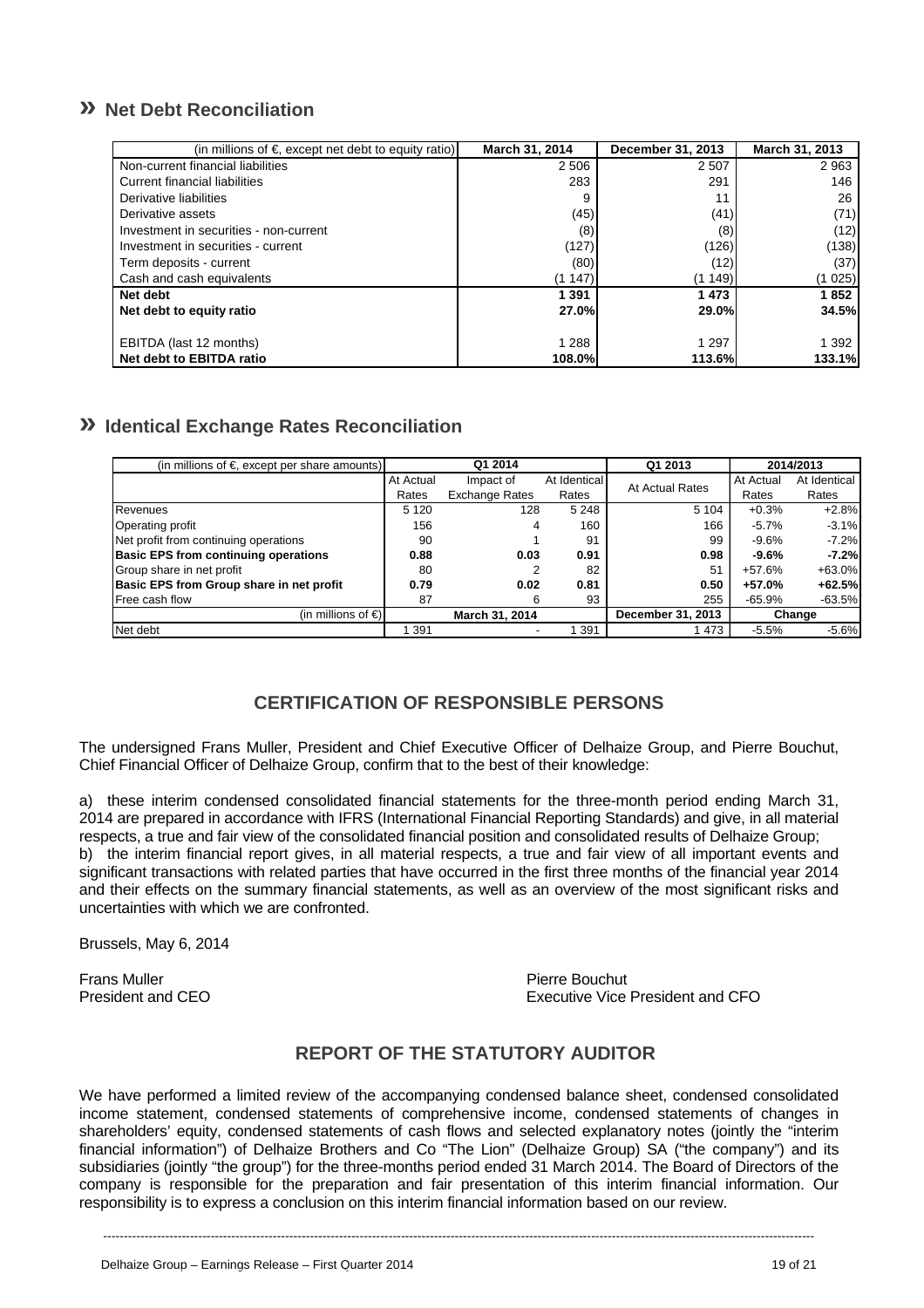## » Net Debt Reconciliation

| (in millions of €, except net debt to equity ratio) | March 31, 2014 | December 31, 2013 | March 31, 2013 |
|---|---|---|---|
| Non-current financial liabilities | 2 506 | 2 507 | 2 963 |
| Current financial liabilities | 283 | 291 | 146 |
| Derivative liabilities | 9 | 11 | 26 |
| Derivative assets | (45) | (41) | (71) |
| Investment in securities - non-current | (8) | (8) | (12) |
| Investment in securities - current | (127) | (126) | (138) |
| Term deposits - current | (80) | (12) | (37) |
| Cash and cash equivalents | (1 147) | (1 149) | (1 025) |
| **Net debt** | **1 391** | **1 473** | **1 852** |
| **Net debt to equity ratio** | **27.0%** | **29.0%** | **34.5%** |
| | | | |
| EBITDA (last 12 months) | 1 288 | 1 297 | 1 392 |
| **Net debt to EBITDA ratio** | **108.0%** | **113.6%** | **133.1%** |

## » Identical Exchange Rates Reconciliation

| (in millions of €, except per share amounts) | Q1 2014 | | | Q1 2013 | 2014/2013 | |
|---|---|---|---|---|---|---|
| | At Actual Rates | Impact of Exchange Rates | At Identical Rates | At Actual Rates | At Actual Rates | At Identical Rates |
| Revenues | 5 120 | 128 | 5 248 | 5 104 | +0.3% | +2.8% |
| Operating profit | 156 | 4 | 160 | 166 | -5.7% | -3.1% |
| Net profit from continuing operations | 90 | 1 | 91 | 99 | -9.6% | -7.2% |
| **Basic EPS from continuing operations** | **0.88** | **0.03** | **0.91** | **0.98** | **-9.6%** | **-7.2%** |
| Group share in net profit | 80 | 2 | 82 | 51 | +57.6% | +63.0% |
| **Basic EPS from Group share in net profit** | **0.79** | **0.02** | **0.81** | **0.50** | **+57.0%** | **+62.5%** |
| Free cash flow | 87 | 6 | 93 | 255 | -65.9% | -63.5% |
| (in millions of €) | March 31, 2014 | | | December 31, 2013 | Change | |
| Net debt | 1 391 | - | 1 391 | 1 473 | -5.5% | -5.6% |

## CERTIFICATION OF RESPONSIBLE PERSONS

The undersigned Frans Muller, President and Chief Executive Officer of Delhaize Group, and Pierre Bouchut, Chief Financial Officer of Delhaize Group, confirm that to the best of their knowledge:

a) these interim condensed consolidated financial statements for the three-month period ending March 31, 2014 are prepared in accordance with IFRS (International Financial Reporting Standards) and give, in all material respects, a true and fair view of the consolidated financial position and consolidated results of Delhaize Group;
b) the interim financial report gives, in all material respects, a true and fair view of all important events and significant transactions with related parties that have occurred in the first three months of the financial year 2014 and their effects on the summary financial statements, as well as an overview of the most significant risks and uncertainties with which we are confronted.

Brussels, May 6, 2014

Frans Muller
President and CEO

Pierre Bouchut
Executive Vice President and CFO

## REPORT OF THE STATUTORY AUDITOR

We have performed a limited review of the accompanying condensed balance sheet, condensed consolidated income statement, condensed statements of comprehensive income, condensed statements of changes in shareholders' equity, condensed statements of cash flows and selected explanatory notes (jointly the "interim financial information") of Delhaize Brothers and Co "The Lion" (Delhaize Group) SA ("the company") and its subsidiaries (jointly "the group") for the three-months period ended 31 March 2014. The Board of Directors of the company is responsible for the preparation and fair presentation of this interim financial information. Our responsibility is to express a conclusion on this interim financial information based on our review.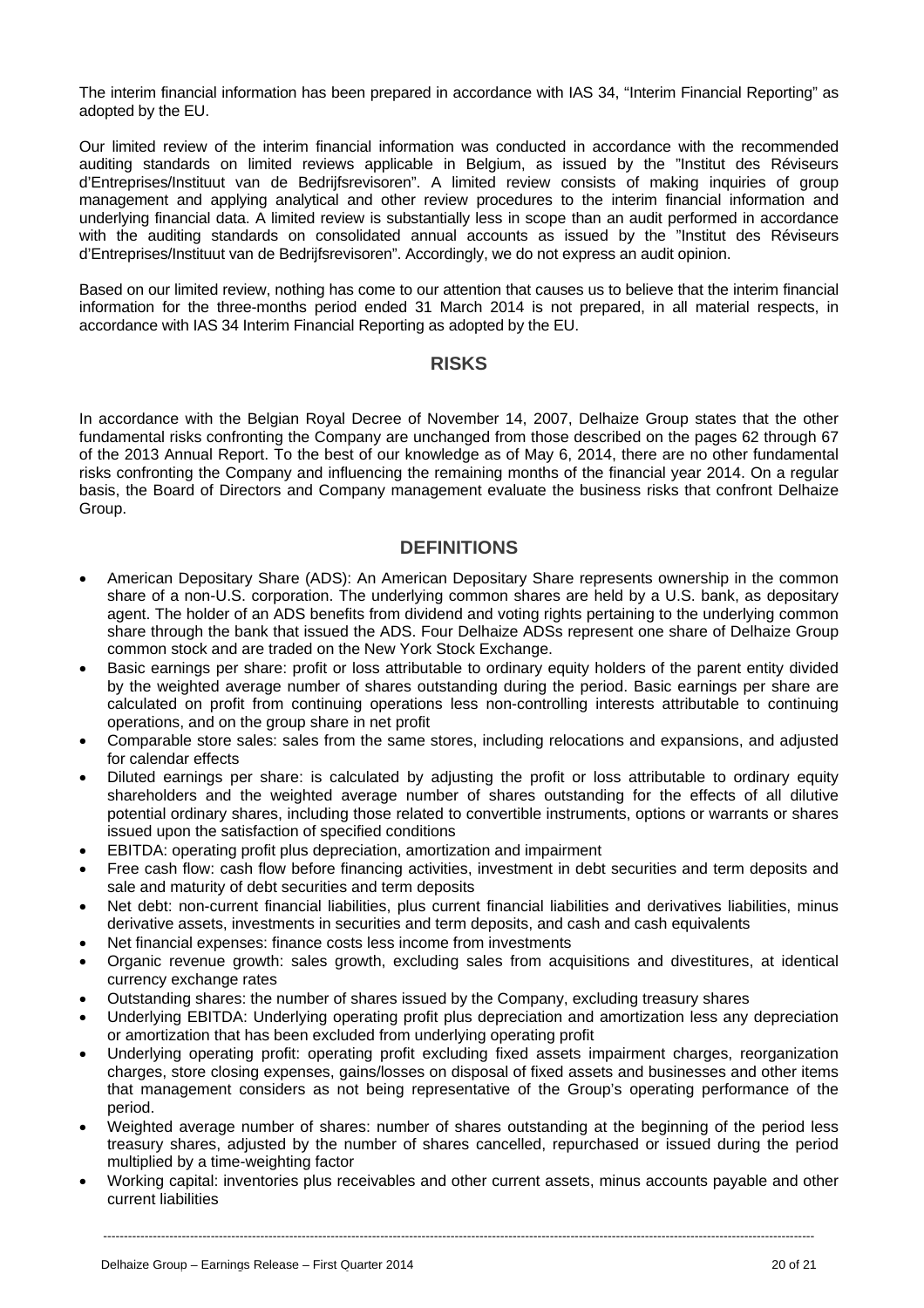The interim financial information has been prepared in accordance with IAS 34, "Interim Financial Reporting" as adopted by the EU.

Our limited review of the interim financial information was conducted in accordance with the recommended auditing standards on limited reviews applicable in Belgium, as issued by the "Institut des Réviseurs d'Entreprises/Instituut van de Bedrijfsrevisoren". A limited review consists of making inquiries of group management and applying analytical and other review procedures to the interim financial information and underlying financial data. A limited review is substantially less in scope than an audit performed in accordance with the auditing standards on consolidated annual accounts as issued by the "Institut des Réviseurs d'Entreprises/Instituut van de Bedrijfsrevisoren". Accordingly, we do not express an audit opinion.

Based on our limited review, nothing has come to our attention that causes us to believe that the interim financial information for the three-months period ended 31 March 2014 is not prepared, in all material respects, in accordance with IAS 34 Interim Financial Reporting as adopted by the EU.

## RISKS

In accordance with the Belgian Royal Decree of November 14, 2007, Delhaize Group states that the other fundamental risks confronting the Company are unchanged from those described on the pages 62 through 67 of the 2013 Annual Report. To the best of our knowledge as of May 6, 2014, there are no other fundamental risks confronting the Company and influencing the remaining months of the financial year 2014. On a regular basis, the Board of Directors and Company management evaluate the business risks that confront Delhaize Group.

## DEFINITIONS

- American Depositary Share (ADS): An American Depositary Share represents ownership in the common share of a non-U.S. corporation. The underlying common shares are held by a U.S. bank, as depositary agent. The holder of an ADS benefits from dividend and voting rights pertaining to the underlying common share through the bank that issued the ADS. Four Delhaize ADSs represent one share of Delhaize Group common stock and are traded on the New York Stock Exchange.
- Basic earnings per share: profit or loss attributable to ordinary equity holders of the parent entity divided by the weighted average number of shares outstanding during the period. Basic earnings per share are calculated on profit from continuing operations less non-controlling interests attributable to continuing operations, and on the group share in net profit
- Comparable store sales: sales from the same stores, including relocations and expansions, and adjusted for calendar effects
- Diluted earnings per share: is calculated by adjusting the profit or loss attributable to ordinary equity shareholders and the weighted average number of shares outstanding for the effects of all dilutive potential ordinary shares, including those related to convertible instruments, options or warrants or shares issued upon the satisfaction of specified conditions
- EBITDA: operating profit plus depreciation, amortization and impairment
- Free cash flow: cash flow before financing activities, investment in debt securities and term deposits and sale and maturity of debt securities and term deposits
- Net debt: non-current financial liabilities, plus current financial liabilities and derivatives liabilities, minus derivative assets, investments in securities and term deposits, and cash and cash equivalents
- Net financial expenses: finance costs less income from investments
- Organic revenue growth: sales growth, excluding sales from acquisitions and divestitures, at identical currency exchange rates
- Outstanding shares: the number of shares issued by the Company, excluding treasury shares
- Underlying EBITDA: Underlying operating profit plus depreciation and amortization less any depreciation or amortization that has been excluded from underlying operating profit
- Underlying operating profit: operating profit excluding fixed assets impairment charges, reorganization charges, store closing expenses, gains/losses on disposal of fixed assets and businesses and other items that management considers as not being representative of the Group's operating performance of the period.
- Weighted average number of shares: number of shares outstanding at the beginning of the period less treasury shares, adjusted by the number of shares cancelled, repurchased or issued during the period multiplied by a time-weighting factor
- Working capital: inventories plus receivables and other current assets, minus accounts payable and other current liabilities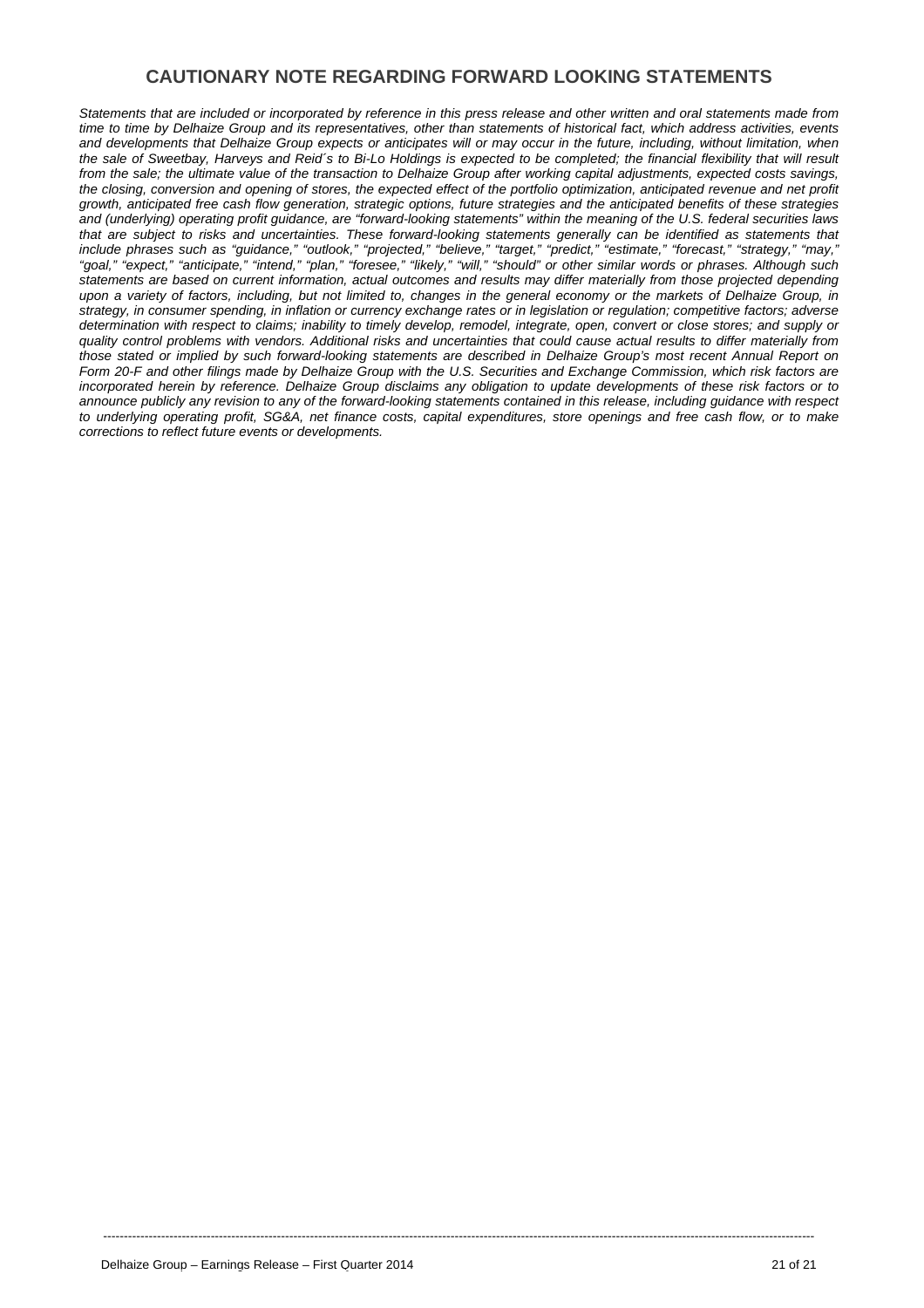## CAUTIONARY NOTE REGARDING FORWARD LOOKING STATEMENTS

*Statements that are included or incorporated by reference in this press release and other written and oral statements made from time to time by Delhaize Group and its representatives, other than statements of historical fact, which address activities, events and developments that Delhaize Group expects or anticipates will or may occur in the future, including, without limitation, when the sale of Sweetbay, Harveys and Reid´s to Bi-Lo Holdings is expected to be completed; the financial flexibility that will result from the sale; the ultimate value of the transaction to Delhaize Group after working capital adjustments, expected costs savings, the closing, conversion and opening of stores, the expected effect of the portfolio optimization, anticipated revenue and net profit growth, anticipated free cash flow generation, strategic options, future strategies and the anticipated benefits of these strategies and (underlying) operating profit guidance, are "forward-looking statements" within the meaning of the U.S. federal securities laws that are subject to risks and uncertainties. These forward-looking statements generally can be identified as statements that include phrases such as "guidance," "outlook," "projected," "believe," "target," "predict," "estimate," "forecast," "strategy," "may," "goal," "expect," "anticipate," "intend," "plan," "foresee," "likely," "will," "should" or other similar words or phrases. Although such statements are based on current information, actual outcomes and results may differ materially from those projected depending upon a variety of factors, including, but not limited to, changes in the general economy or the markets of Delhaize Group, in strategy, in consumer spending, in inflation or currency exchange rates or in legislation or regulation; competitive factors; adverse determination with respect to claims; inability to timely develop, remodel, integrate, open, convert or close stores; and supply or quality control problems with vendors. Additional risks and uncertainties that could cause actual results to differ materially from those stated or implied by such forward-looking statements are described in Delhaize Group's most recent Annual Report on Form 20-F and other filings made by Delhaize Group with the U.S. Securities and Exchange Commission, which risk factors are incorporated herein by reference. Delhaize Group disclaims any obligation to update developments of these risk factors or to announce publicly any revision to any of the forward-looking statements contained in this release, including guidance with respect to underlying operating profit, SG&A, net finance costs, capital expenditures, store openings and free cash flow, or to make corrections to reflect future events or developments.*